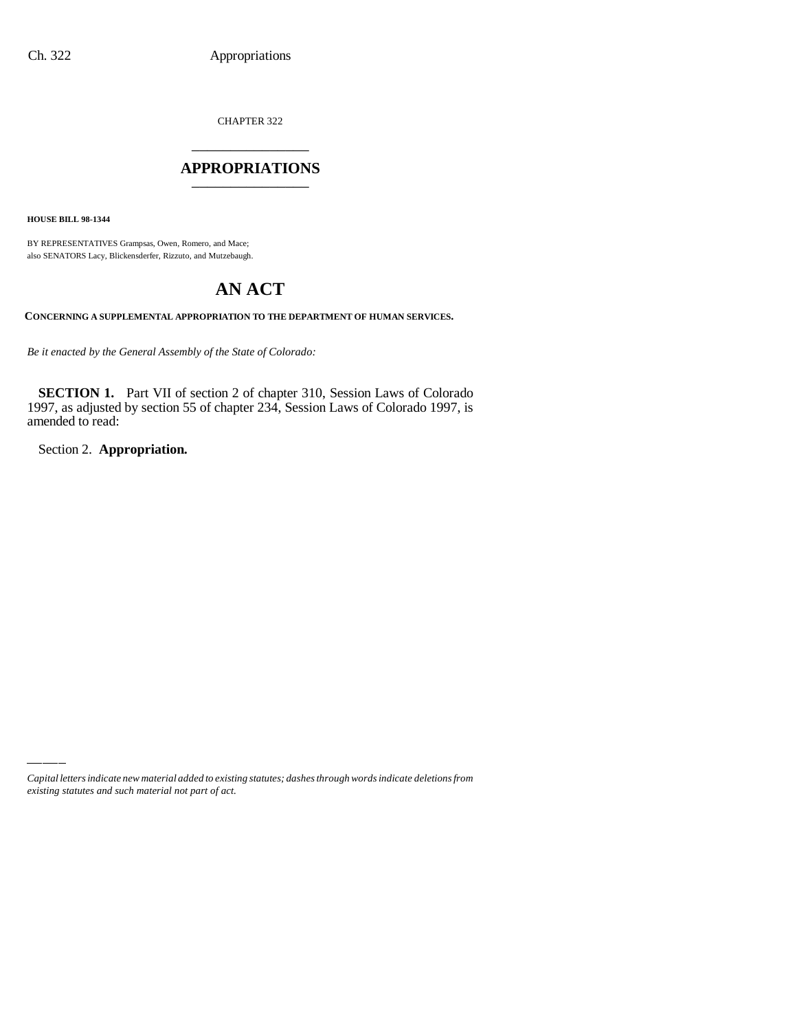CHAPTER 322

# APPROPRIATIONS

**HOUSE BILL 98-1344**

BY REPRESENTATIVES Grampsas, Owen, Romero, and Mace;
also SENATORS Lacy, Blickensderfer, Rizzuto, and Mutzebaugh.

# AN ACT

**CONCERNING A SUPPLEMENTAL APPROPRIATION TO THE DEPARTMENT OF HUMAN SERVICES.**

*Be it enacted by the General Assembly of the State of Colorado:*

**SECTION 1.** Part VII of section 2 of chapter 310, Session Laws of Colorado 1997, as adjusted by section 55 of chapter 234, Session Laws of Colorado 1997, is amended to read:

Section 2. **Appropriation.**

*Capital letters indicate new material added to existing statutes; dashes through words indicate deletions from existing statutes and such material not part of act.*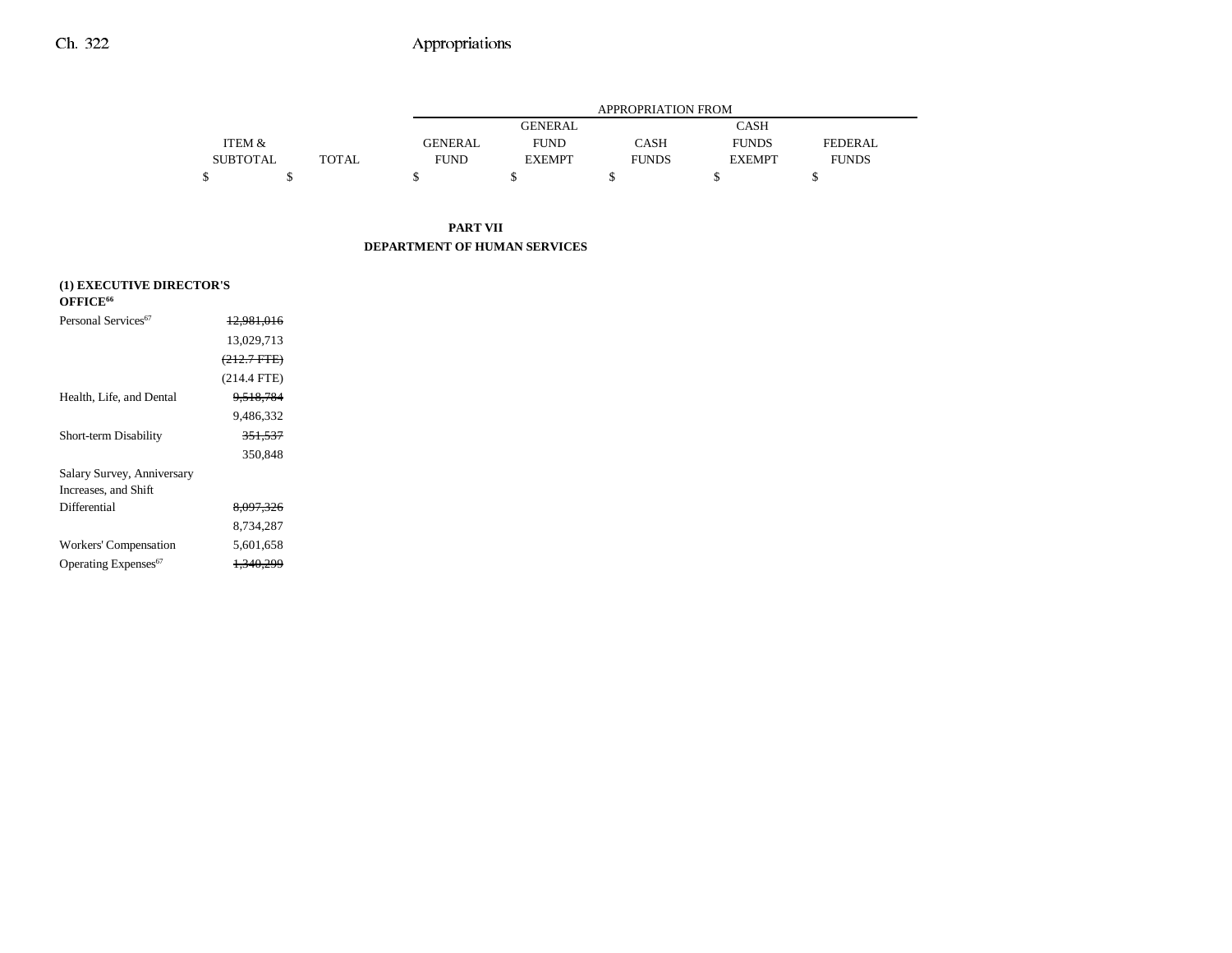| | ITEM & SUBTOTAL | TOTAL | APPROPRIATION FROM GENERAL FUND | GENERAL FUND EXEMPT | CASH FUNDS | CASH FUNDS EXEMPT | FEDERAL FUNDS |
|---|---|---|---|---|---|---|---|
| | $ | $ | $ | $ | $ | $ | $ |

**PART VII**
**DEPARTMENT OF HUMAN SERVICES**

**(1) EXECUTIVE DIRECTOR'S OFFICE[66]**

| | ITEM & SUBTOTAL | TOTAL | GENERAL FUND | GENERAL FUND EXEMPT | CASH FUNDS | CASH FUNDS EXEMPT | FEDERAL FUNDS |
|---|---|---|---|---|---|---|---|
| Personal Services[67] | ~~12,981,016~~ | | | | | | |
| | 13,029,713 | | | | | | |
| | ~~(212.7 FTE)~~ | | | | | | |
| | (214.4 FTE) | | | | | | |
| Health, Life, and Dental | ~~9,518,784~~ | | | | | | |
| | 9,486,332 | | | | | | |
| Short-term Disability | ~~351,537~~ | | | | | | |
| | 350,848 | | | | | | |
| Salary Survey, Anniversary Increases, and Shift Differential | ~~8,097,326~~ | | | | | | |
| | 8,734,287 | | | | | | |
| Workers' Compensation | 5,601,658 | | | | | | |
| Operating Expenses[67] | ~~1,340,299~~ | | | | | | |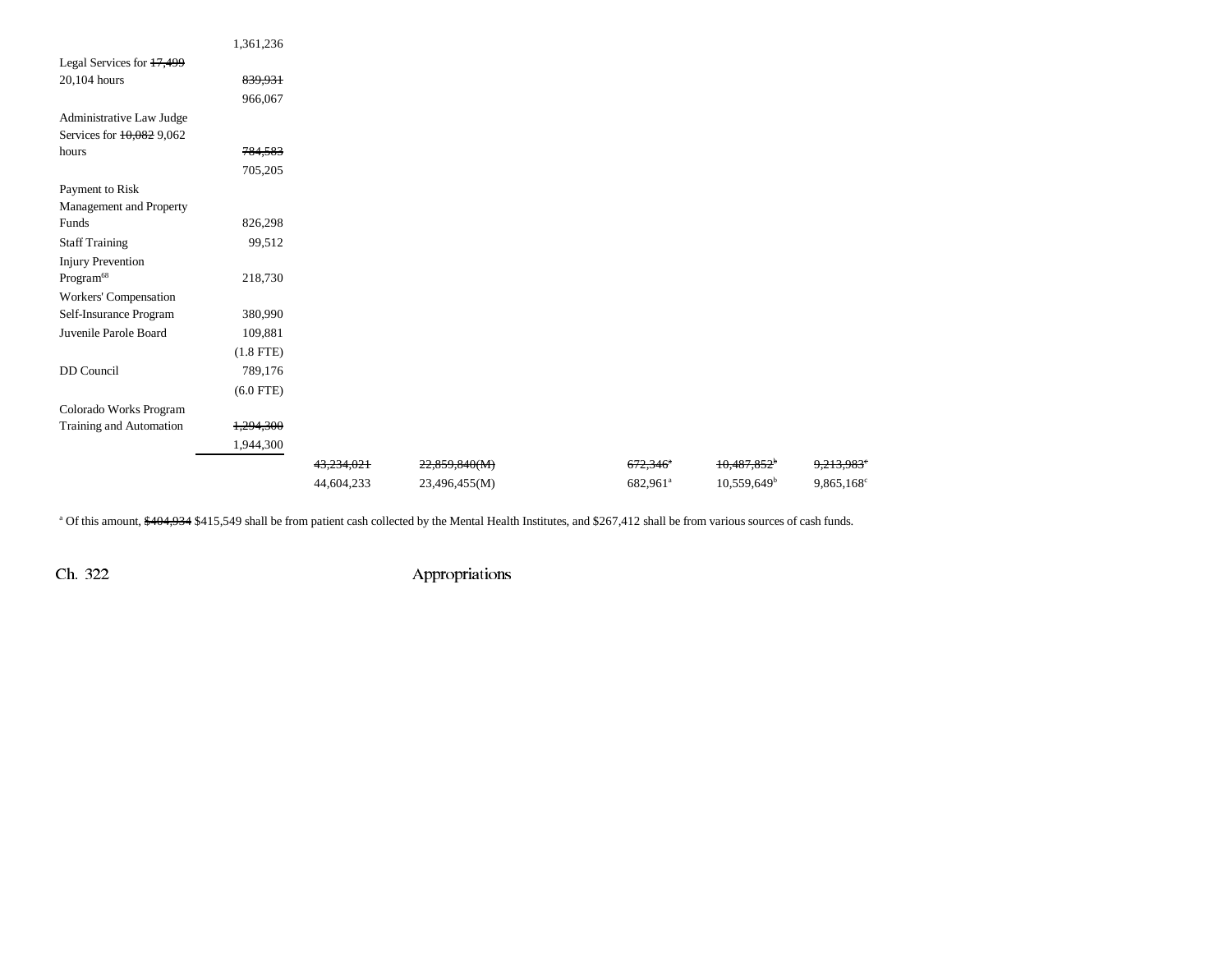| | | | | | | | |
|---|---|---|---|---|---|---|---|
| | 1,361,236 | | | | | | |
| Legal Services for ~~17,499~~ 20,104 hours | ~~839,931~~ | | | | | | |
| | 966,067 | | | | | | |
| Administrative Law Judge Services for ~~10,082~~ 9,062 hours | ~~784,583~~ | | | | | | |
| | 705,205 | | | | | | |
| Payment to Risk Management and Property Funds | 826,298 | | | | | | |
| Staff Training | 99,512 | | | | | | |
| Injury Prevention Program[68] | 218,730 | | | | | | |
| Workers' Compensation Self-Insurance Program | 380,990 | | | | | | |
| Juvenile Parole Board | 109,881 | | | | | | |
| | (1.8 FTE) | | | | | | |
| DD Council | 789,176 | | | | | | |
| | (6.0 FTE) | | | | | | |
| Colorado Works Program Training and Automation | ~~1,294,300~~ | | | | | | |
| | 1,944,300 | | | | | | |
| | | ~~43,234,021~~ | ~~22,859,840(M)~~ | | ~~672,346~~[a] | ~~10,487,852~~[b] | ~~9,213,983~~[c] |
| | | 44,604,233 | 23,496,455(M) | | 682,961[a] | 10,559,649[b] | 9,865,168[c] |

[a] Of this amount, ~~$404,934~~ $415,549 shall be from patient cash collected by the Mental Health Institutes, and $267,412 shall be from various sources of cash funds.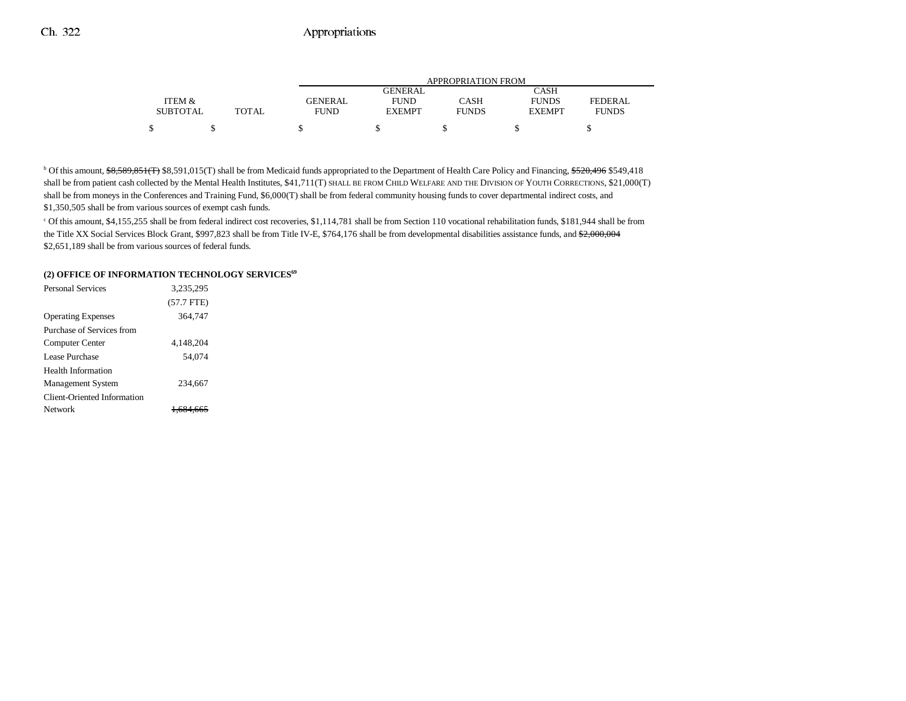| | ITEM & SUBTOTAL | TOTAL | GENERAL FUND | GENERAL FUND EXEMPT | CASH FUNDS | CASH FUNDS EXEMPT | FEDERAL FUNDS |
|---|---|---|---|---|---|---|---|
| | | | APPROPRIATION FROM | | | | |
| | $ | $ | $ | $ | $ | $ | $ |

[b] Of this amount, ~~$8,589,851(T)~~ $8,591,015(T) shall be from Medicaid funds appropriated to the Department of Health Care Policy and Financing, ~~$520,496~~ $549,418 shall be from patient cash collected by the Mental Health Institutes, $41,711(T) SHALL BE FROM CHILD WELFARE AND THE DIVISION OF YOUTH CORRECTIONS, $21,000(T) shall be from moneys in the Conferences and Training Fund, $6,000(T) shall be from federal community housing funds to cover departmental indirect costs, and $1,350,505 shall be from various sources of exempt cash funds.

[c] Of this amount, $4,155,255 shall be from federal indirect cost recoveries, $1,114,781 shall be from Section 110 vocational rehabilitation funds, $181,944 shall be from the Title XX Social Services Block Grant, $997,823 shall be from Title IV-E, $764,176 shall be from developmental disabilities assistance funds, and ~~$2,000,004~~ $2,651,189 shall be from various sources of federal funds.

**(2) OFFICE OF INFORMATION TECHNOLOGY SERVICES[69]**

| | ITEM & SUBTOTAL |
|---|---|
| Personal Services | 3,235,295 |
| | (57.7 FTE) |
| Operating Expenses | 364,747 |
| Purchase of Services from Computer Center | 4,148,204 |
| Lease Purchase | 54,074 |
| Health Information Management System | 234,667 |
| Client-Oriented Information Network | ~~1,684,665~~ |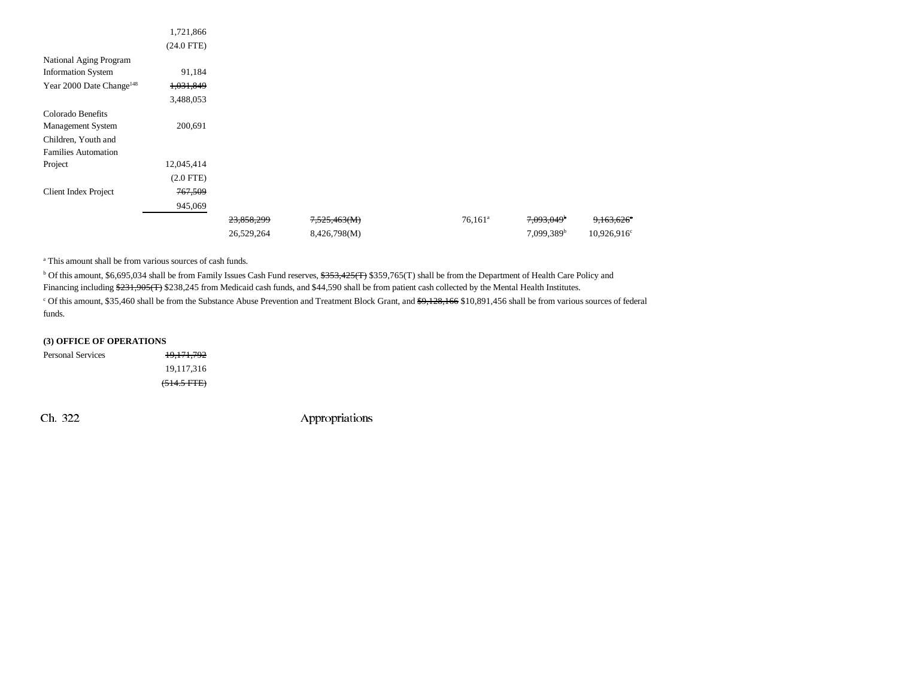| | | | | | | |
|---|---|---|---|---|---|---|
| | 1,721,866 | | | | | |
| | (24.0 FTE) | | | | | |
| National Aging Program Information System | 91,184 | | | | | |
| Year 2000 Date Change[148] | ~~1,031,849~~ | | | | | |
| | 3,488,053 | | | | | |
| Colorado Benefits Management System | 200,691 | | | | | |
| Children, Youth and Families Automation Project | 12,045,414 | | | | | |
| | (2.0 FTE) | | | | | |
| Client Index Project | ~~767,509~~ | | | | | |
| | 945,069 | | | | | |
| | | ~~23,858,299~~ | ~~7,525,463(M)~~ | 76,161[a] | ~~7,093,049[b]~~ | ~~9,163,626[c]~~ |
| | | 26,529,264 | 8,426,798(M) | | 7,099,389[b] | 10,926,916[c] |

[a] This amount shall be from various sources of cash funds.

[b] Of this amount, $6,695,034 shall be from Family Issues Cash Fund reserves, ~~$353,425(T)~~ $359,765(T) shall be from the Department of Health Care Policy and Financing including ~~$231,905(T)~~ $238,245 from Medicaid cash funds, and $44,590 shall be from patient cash collected by the Mental Health Institutes.

[c] Of this amount, $35,460 shall be from the Substance Abuse Prevention and Treatment Block Grant, and ~~$9,128,166~~ $10,891,456 shall be from various sources of federal funds.

**(3) OFFICE OF OPERATIONS**

| | |
|---|---|
| Personal Services | ~~19,171,792~~ |
| | 19,117,316 |
| | ~~(514.5 FTE)~~ |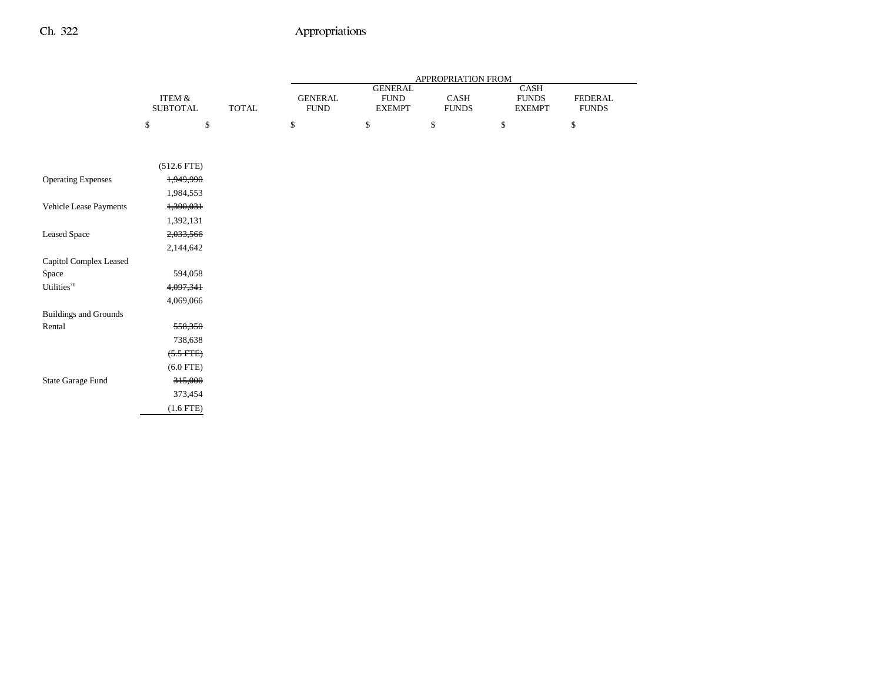| | ITEM & SUBTOTAL | TOTAL | APPROPRIATION FROM | | | | |
|---|---|---|---|---|---|---|---|
| | | | GENERAL FUND | GENERAL FUND EXEMPT | CASH FUNDS | CASH FUNDS EXEMPT | FEDERAL FUNDS |
| | $ | $ | $ | $ | $ | $ | $ |
| | (512.6 FTE) | | | | | | |
| Operating Expenses | ~~1,949,990~~ | | | | | | |
| | 1,984,553 | | | | | | |
| Vehicle Lease Payments | ~~1,390,031~~ | | | | | | |
| | 1,392,131 | | | | | | |
| Leased Space | ~~2,033,566~~ | | | | | | |
| | 2,144,642 | | | | | | |
| Capitol Complex Leased Space | 594,058 | | | | | | |
| Utilities[70] | ~~4,097,341~~ | | | | | | |
| | 4,069,066 | | | | | | |
| Buildings and Grounds Rental | ~~558,350~~ | | | | | | |
| | 738,638 | | | | | | |
| | ~~(5.5 FTE)~~ | | | | | | |
| | (6.0 FTE) | | | | | | |
| State Garage Fund | ~~315,000~~ | | | | | | |
| | 373,454 | | | | | | |
| | (1.6 FTE) | | | | | | |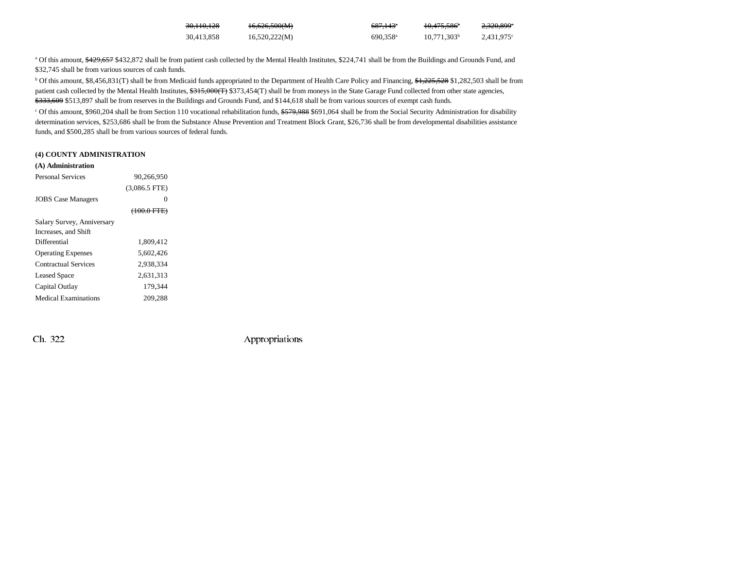| | | | | | |
|---|---|---|---|---|---|
| ~~30,110,128~~ | ~~16,626,500(M)~~ | | ~~687,143[a]~~ | ~~10,475,586[b]~~ | ~~2,320,899[c]~~ |
| 30,413,858 | 16,520,222(M) | | 690,358[a] | 10,771,303[b] | 2,431,975[c] |

[a] Of this amount, ~~$429,657~~ $432,872 shall be from patient cash collected by the Mental Health Institutes, $224,741 shall be from the Buildings and Grounds Fund, and $32,745 shall be from various sources of cash funds.

[b] Of this amount, $8,456,831(T) shall be from Medicaid funds appropriated to the Department of Health Care Policy and Financing, ~~$1,225,528~~ $1,282,503 shall be from patient cash collected by the Mental Health Institutes, ~~$315,000(T)~~ $373,454(T) shall be from moneys in the State Garage Fund collected from other state agencies, ~~$333,609~~ $513,897 shall be from reserves in the Buildings and Grounds Fund, and $144,618 shall be from various sources of exempt cash funds.

[c] Of this amount, $960,204 shall be from Section 110 vocational rehabilitation funds, ~~$579,988~~ $691,064 shall be from the Social Security Administration for disability determination services, $253,686 shall be from the Substance Abuse Prevention and Treatment Block Grant, $26,736 shall be from developmental disabilities assistance funds, and $500,285 shall be from various sources of federal funds.

**(4) COUNTY ADMINISTRATION**

**(A) Administration**

| | |
|---|---|
| Personal Services | 90,266,950 |
| | (3,086.5 FTE) |
| JOBS Case Managers | 0 |
| | ~~(100.0 FTE)~~ |
| Salary Survey, Anniversary Increases, and Shift Differential | 1,809,412 |
| Operating Expenses | 5,602,426 |
| Contractual Services | 2,938,334 |
| Leased Space | 2,631,313 |
| Capital Outlay | 179,344 |
| Medical Examinations | 209,288 |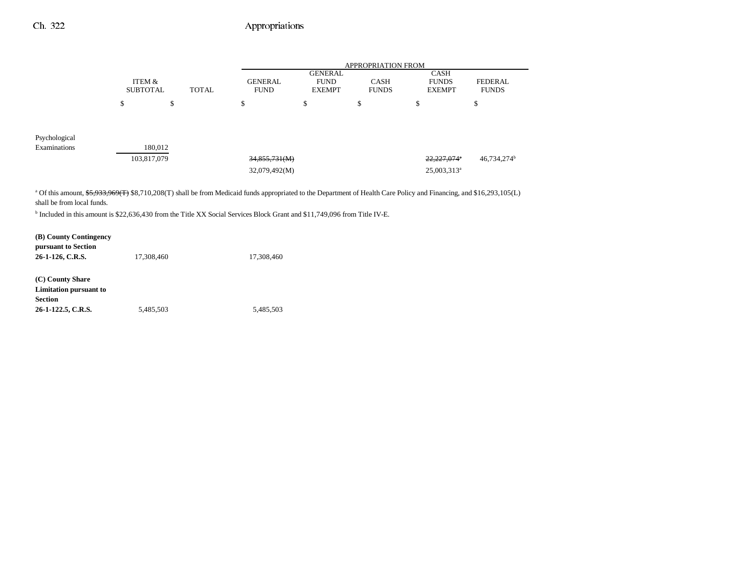| | ITEM & SUBTOTAL | TOTAL | APPROPRIATION FROM GENERAL FUND | GENERAL FUND EXEMPT | CASH FUNDS | CASH FUNDS EXEMPT | FEDERAL FUNDS |
|---|---|---|---|---|---|---|---|
| | $ | $ | $ | $ | $ | $ | $ |
| Psychological Examinations | 180,012 | | | | | | |
| | 103,817,079 | | ~~34,855,731(M)~~ | | | ~~22,227,074[a]~~ | 46,734,274[b] |
| | | | 32,079,492(M) | | | 25,003,313[a] | |

[a] Of this amount, ~~$5,933,969(T)~~ $8,710,208(T) shall be from Medicaid funds appropriated to the Department of Health Care Policy and Financing, and $16,293,105(L) shall be from local funds.

[b] Included in this amount is $22,636,430 from the Title XX Social Services Block Grant and $11,749,096 from Title IV-E.

| | ITEM & SUBTOTAL | TOTAL | GENERAL FUND | GENERAL FUND EXEMPT | CASH FUNDS | CASH FUNDS EXEMPT | FEDERAL FUNDS |
|---|---|---|---|---|---|---|---|
| **(B) County Contingency pursuant to Section 26-1-126, C.R.S.** | 17,308,460 | | 17,308,460 | | | | |
| **(C) County Share Limitation pursuant to Section 26-1-122.5, C.R.S.** | 5,485,503 | | 5,485,503 | | | | |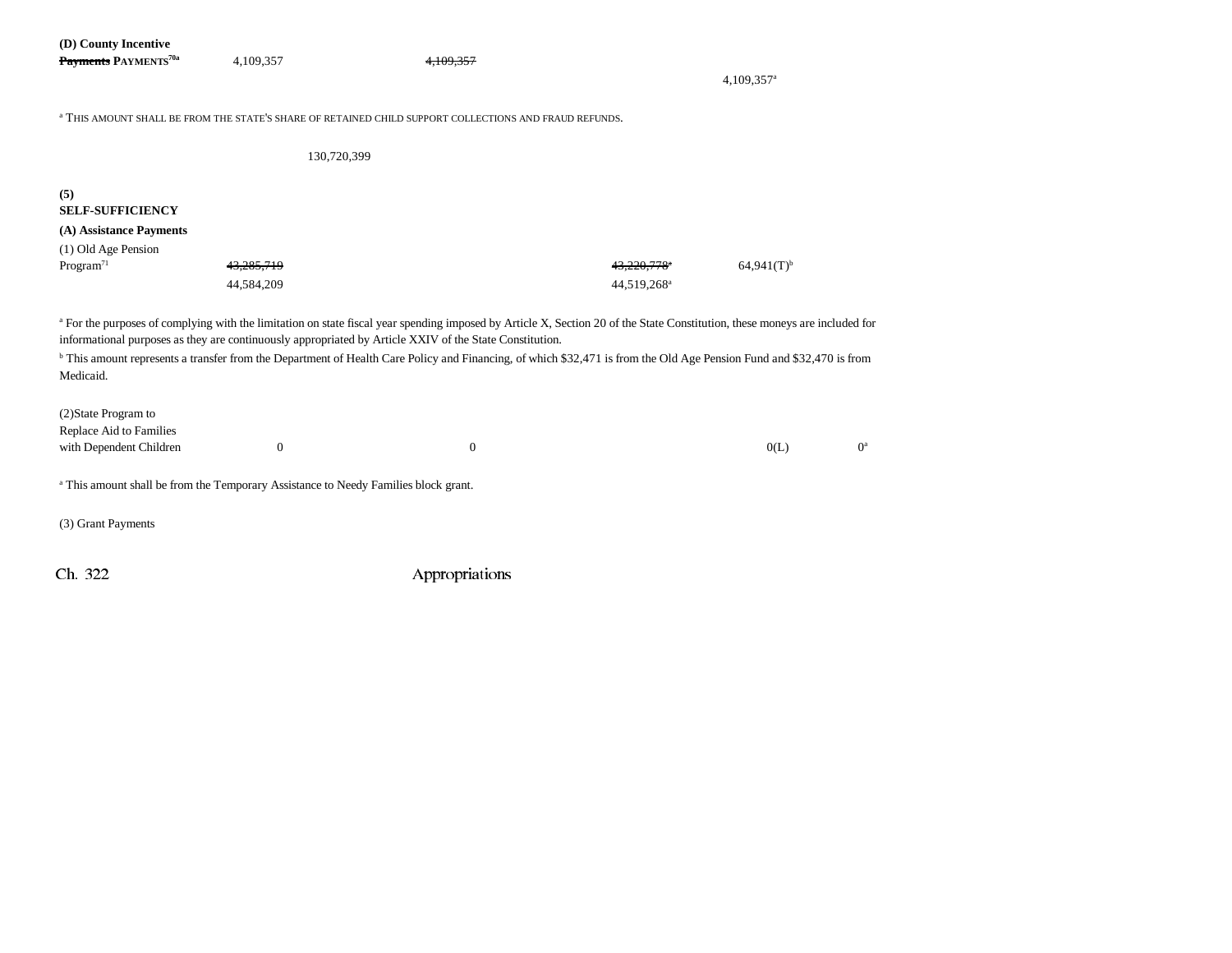| | | | | | | | |
|---|---|---|---|---|---|---|---|
| **(D) County Incentive** ~~**Payments**~~ **PAYMENTS**[70a] | 4,109,357 | ~~4,109,357~~ | | | | | |
| | | | | | 4,109,357[a] | | |

[a] THIS AMOUNT SHALL BE FROM THE STATE'S SHARE OF RETAINED CHILD SUPPORT COLLECTIONS AND FRAUD REFUNDS.

| | | | | | | |
|---|---|---|---|---|---|---|
| | | 130,720,399 | | | | |

**(5) SELF-SUFFICIENCY**

**(A) Assistance Payments**

| | | | | | | | |
|---|---|---|---|---|---|---|---|
| (1) Old Age Pension Program[71] | ~~43,285,719~~ | | | ~~43,220,778[a]~~ | 64,941(T)[b] | | |
| | 44,584,209 | | | 44,519,268[a] | | | |

[a] For the purposes of complying with the limitation on state fiscal year spending imposed by Article X, Section 20 of the State Constitution, these moneys are included for informational purposes as they are continuously appropriated by Article XXIV of the State Constitution.

[b] This amount represents a transfer from the Department of Health Care Policy and Financing, of which $32,471 is from the Old Age Pension Fund and $32,470 is from Medicaid.

| | | | | | | |
|---|---|---|---|---|---|---|
| (2)State Program to Replace Aid to Families with Dependent Children | 0 | 0 | | | 0(L) | 0[a] |

[a] This amount shall be from the Temporary Assistance to Needy Families block grant.

(3) Grant Payments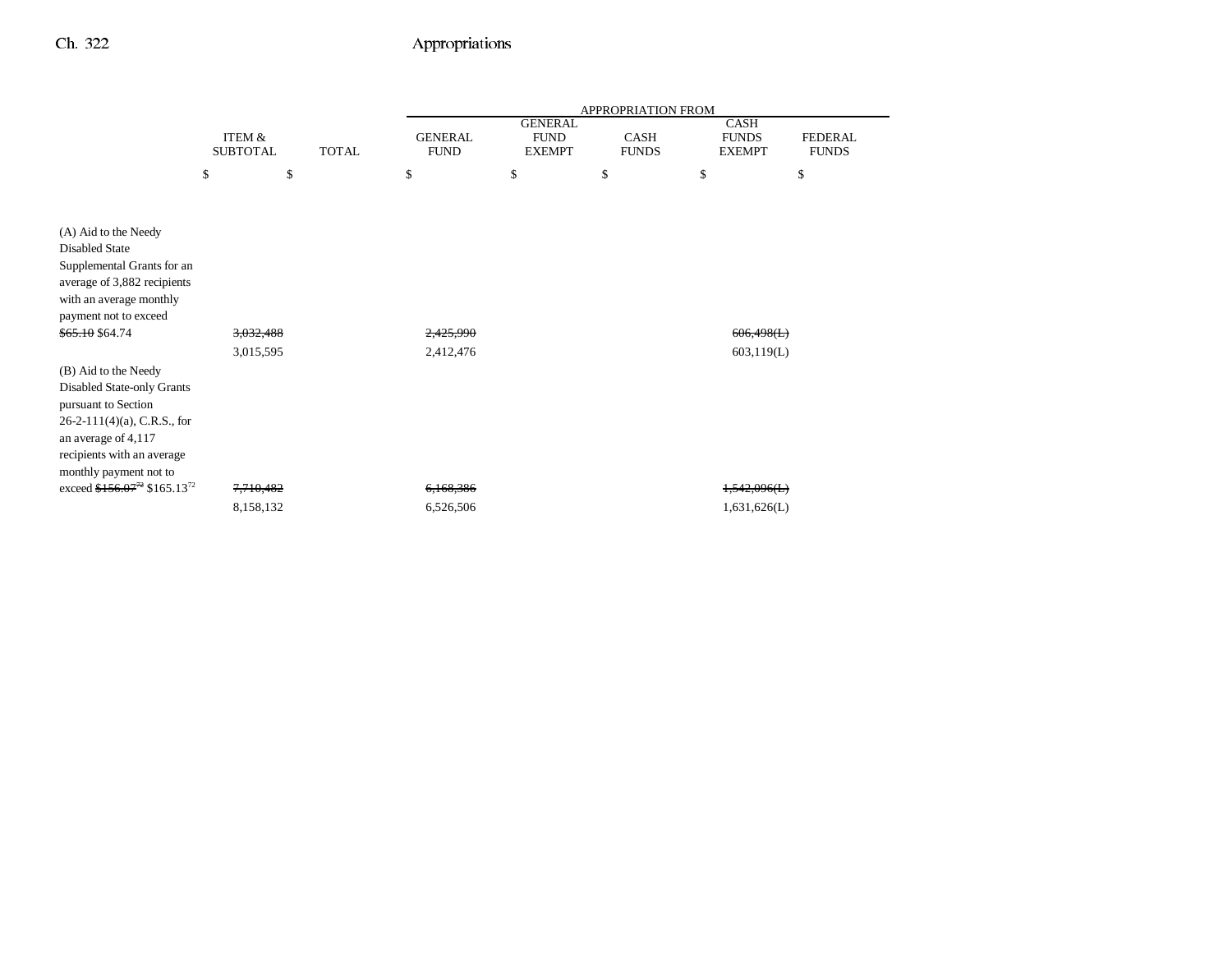| | ITEM & SUBTOTAL | TOTAL | APPROPRIATION FROM GENERAL FUND | GENERAL FUND EXEMPT | CASH FUNDS | CASH FUNDS EXEMPT | FEDERAL FUNDS |
|---|---|---|---|---|---|---|---|
| | $ | $ | $ | $ | $ | $ | $ |
| (A) Aid to the Needy Disabled State Supplemental Grants for an average of 3,882 recipients with an average monthly payment not to exceed ~~$65.10~~ $64.74 | ~~3,032,488~~ | | ~~2,425,990~~ | | | ~~606,498(L)~~ | |
| | 3,015,595 | | 2,412,476 | | | 603,119(L) | |
| (B) Aid to the Needy Disabled State-only Grants pursuant to Section 26-2-111(4)(a), C.R.S., for an average of 4,117 recipients with an average monthly payment not to exceed ~~$156.07[72]~~ $165.13[72] | ~~7,710,482~~ | | ~~6,168,386~~ | | | ~~1,542,096(L)~~ | |
| | 8,158,132 | | 6,526,506 | | | 1,631,626(L) | |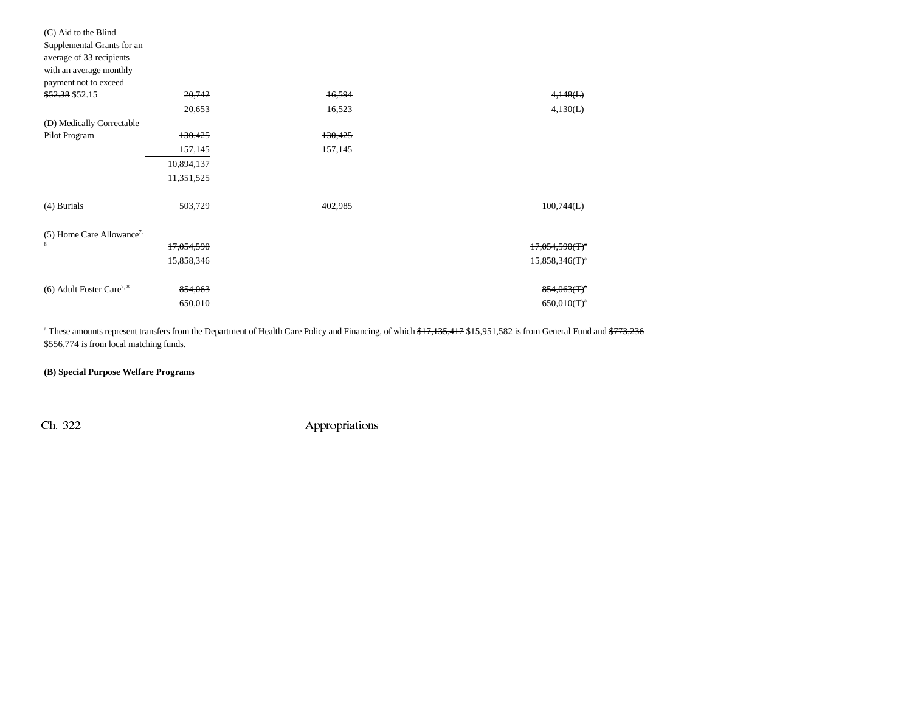| | | | |
|---|---|---|---|
| (C) Aid to the Blind Supplemental Grants for an average of 33 recipients with an average monthly payment not to exceed ~~$52.38~~ $52.15 | ~~20,742~~ | ~~16,594~~ | ~~4,148(L)~~ |
| | 20,653 | 16,523 | 4,130(L) |
| (D) Medically Correctable Pilot Program | ~~130,425~~ | ~~130,425~~ | |
| | 157,145 | 157,145 | |
| | ~~10,894,137~~ | | |
| | 11,351,525 | | |
| (4) Burials | 503,729 | 402,985 | 100,744(L) |
| (5) Home Care Allowance[7, 8] | ~~17,054,590~~ | | ~~17,054,590(T)[a]~~ |
| | 15,858,346 | | 15,858,346(T)[a] |
| (6) Adult Foster Care[7, 8] | ~~854,063~~ | | ~~854,063(T)[a]~~ |
| | 650,010 | | 650,010(T)[a] |

[a] These amounts represent transfers from the Department of Health Care Policy and Financing, of which ~~$17,135,417~~ $15,951,582 is from General Fund and ~~$773,236~~ $556,774 is from local matching funds.

**(B) Special Purpose Welfare Programs**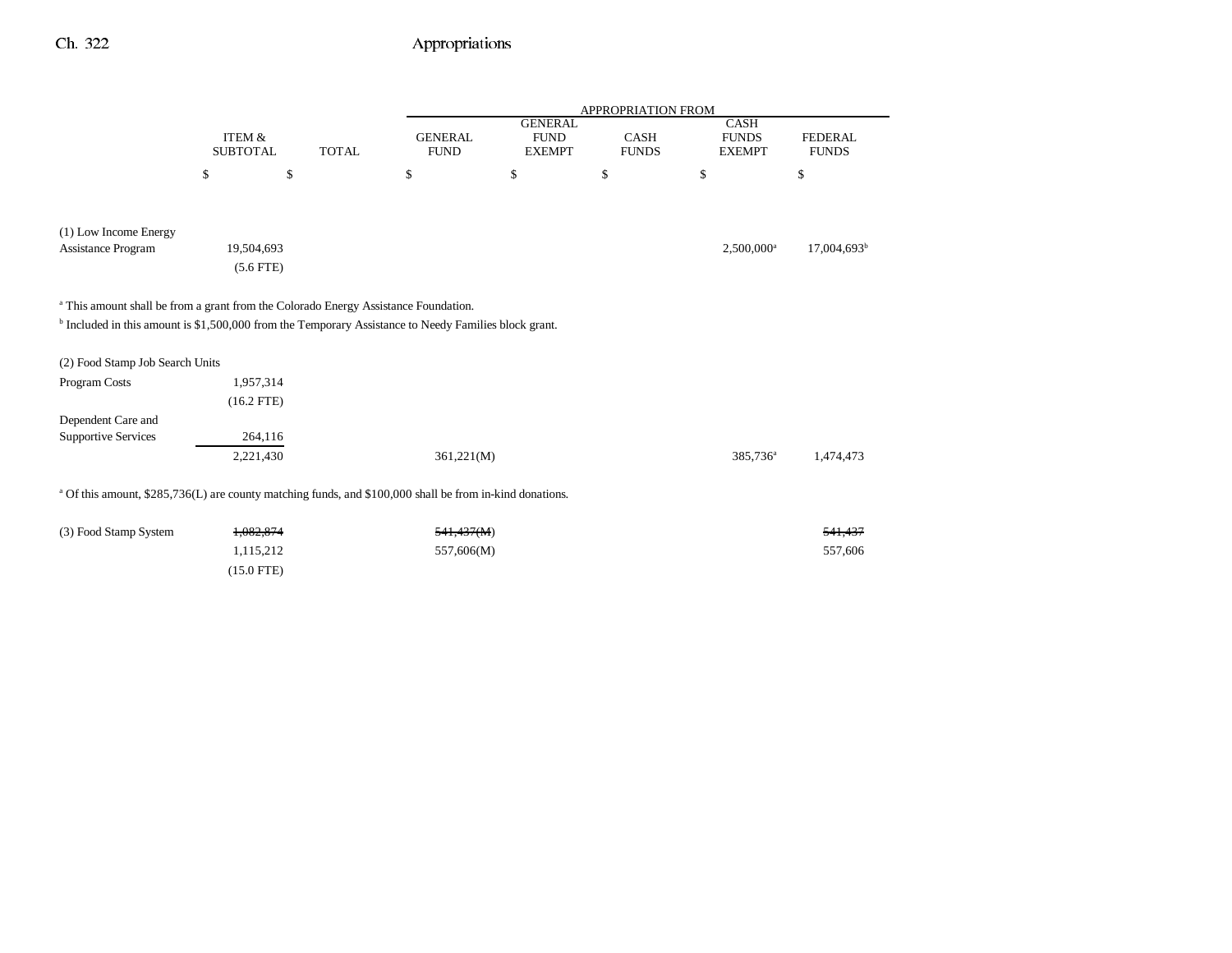| | ITEM & SUBTOTAL | TOTAL | APPROPRIATION FROM GENERAL FUND | GENERAL FUND EXEMPT | CASH FUNDS | CASH FUNDS EXEMPT | FEDERAL FUNDS |
|---|---|---|---|---|---|---|---|
| | $ | $ | $ | $ | $ | $ | $ |
| (1) Low Income Energy Assistance Program | 19,504,693 | | | | | 2,500,000[a] | 17,004,693[b] |
| | (5.6 FTE) | | | | | | |

[a] This amount shall be from a grant from the Colorado Energy Assistance Foundation.
[b] Included in this amount is $1,500,000 from the Temporary Assistance to Needy Families block grant.

| | ITEM & SUBTOTAL | TOTAL | GENERAL FUND | GENERAL FUND EXEMPT | CASH FUNDS | CASH FUNDS EXEMPT | FEDERAL FUNDS |
|---|---|---|---|---|---|---|---|
| (2) Food Stamp Job Search Units | | | | | | | |
| Program Costs | 1,957,314 | | | | | | |
| | (16.2 FTE) | | | | | | |
| Dependent Care and Supportive Services | 264,116 | | | | | | |
| | 2,221,430 | | 361,221(M) | | | 385,736[a] | 1,474,473 |

[a] Of this amount, $285,736(L) are county matching funds, and $100,000 shall be from in-kind donations.

| | ITEM & SUBTOTAL | TOTAL | GENERAL FUND | GENERAL FUND EXEMPT | CASH FUNDS | CASH FUNDS EXEMPT | FEDERAL FUNDS |
|---|---|---|---|---|---|---|---|
| (3) Food Stamp System | ~~1,082,874~~ | | ~~541,437(M)~~ | | | | ~~541,437~~ |
| | 1,115,212 | | 557,606(M) | | | | 557,606 |
| | (15.0 FTE) | | | | | | |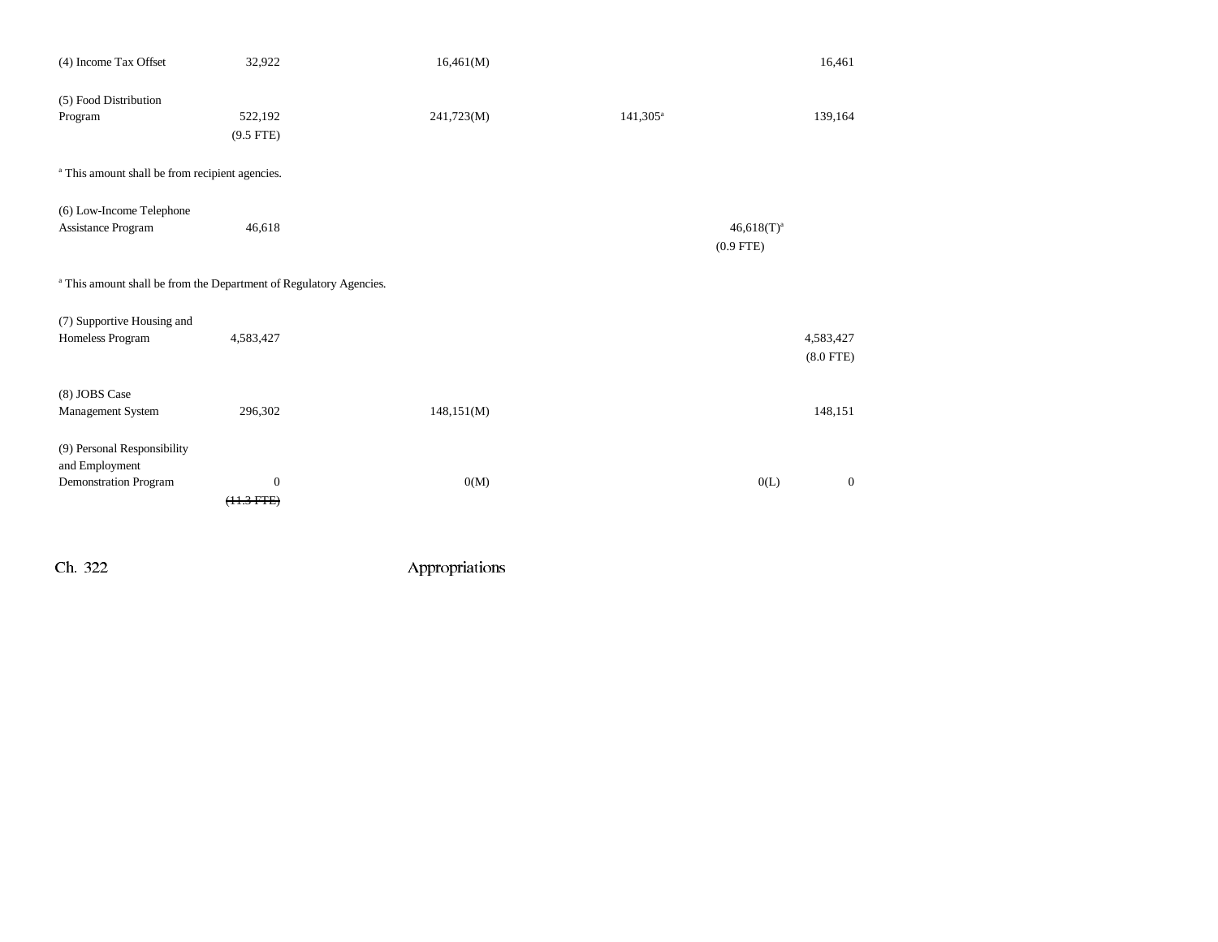| | Total | General Fund | General Fund Exempt | Cash Funds | Cash Funds Exempt | Federal Funds |
|---|---|---|---|---|---|---|
| (4) Income Tax Offset | 32,922 | 16,461(M) | | | | 16,461 |
| (5) Food Distribution Program | 522,192 (9.5 FTE) | 241,723(M) | | 141,305[a] | | 139,164 |

[a] This amount shall be from recipient agencies.

| | Total | General Fund | General Fund Exempt | Cash Funds | Cash Funds Exempt | Federal Funds |
|---|---|---|---|---|---|---|
| (6) Low-Income Telephone Assistance Program | 46,618 | | | | 46,618(T)[a] (0.9 FTE) | |

[a] This amount shall be from the Department of Regulatory Agencies.

| | Total | General Fund | General Fund Exempt | Cash Funds | Cash Funds Exempt | Federal Funds |
|---|---|---|---|---|---|---|
| (7) Supportive Housing and Homeless Program | 4,583,427 | | | | | 4,583,427 (8.0 FTE) |
| (8) JOBS Case Management System | 296,302 | 148,151(M) | | | | 148,151 |
| (9) Personal Responsibility and Employment Demonstration Program | 0 ~~(11.3 FTE)~~ | 0(M) | | | 0(L) | 0 |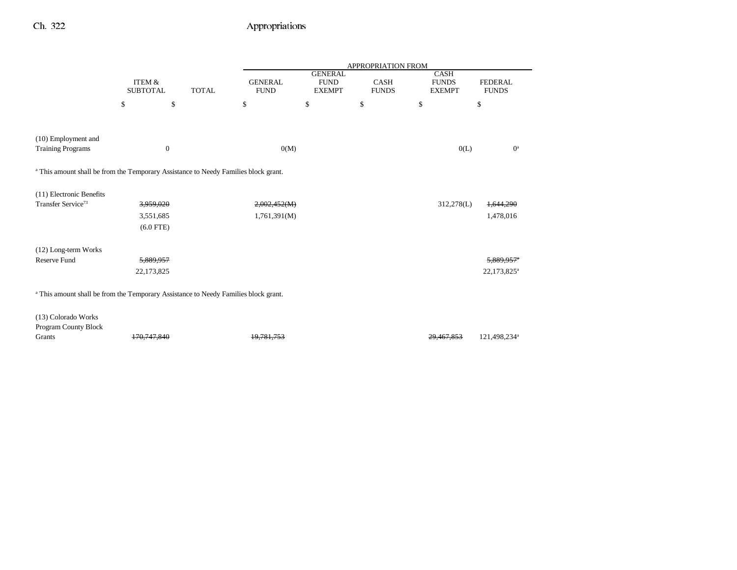| | ITEM & SUBTOTAL | TOTAL | APPROPRIATION FROM GENERAL FUND | GENERAL FUND EXEMPT | CASH FUNDS | CASH FUNDS EXEMPT | FEDERAL FUNDS |
|---|---|---|---|---|---|---|---|
| | $ | $ | $ | $ | $ | $ | $ |
| (10) Employment and Training Programs | 0 | | 0(M) | | | 0(L) | 0[a] |

[a] This amount shall be from the Temporary Assistance to Needy Families block grant.

| | ITEM & SUBTOTAL | TOTAL | GENERAL FUND | GENERAL FUND EXEMPT | CASH FUNDS | CASH FUNDS EXEMPT | FEDERAL FUNDS |
|---|---|---|---|---|---|---|---|
| (11) Electronic Benefits Transfer Service[73] | ~~3,959,020~~ | | ~~2,002,452(M)~~ | | | 312,278(L) | ~~1,644,290~~ |
| | 3,551,685 | | 1,761,391(M) | | | | 1,478,016 |
| | (6.0 FTE) | | | | | | |
| (12) Long-term Works Reserve Fund | ~~5,889,957~~ | | | | | | ~~5,889,957~~[a] |
| | 22,173,825 | | | | | | 22,173,825[a] |

[a] This amount shall be from the Temporary Assistance to Needy Families block grant.

| | ITEM & SUBTOTAL | TOTAL | GENERAL FUND | GENERAL FUND EXEMPT | CASH FUNDS | CASH FUNDS EXEMPT | FEDERAL FUNDS |
|---|---|---|---|---|---|---|---|
| (13) Colorado Works Program County Block Grants | ~~170,747,840~~ | | ~~19,781,753~~ | | | ~~29,467,853~~ | 121,498,234[a] |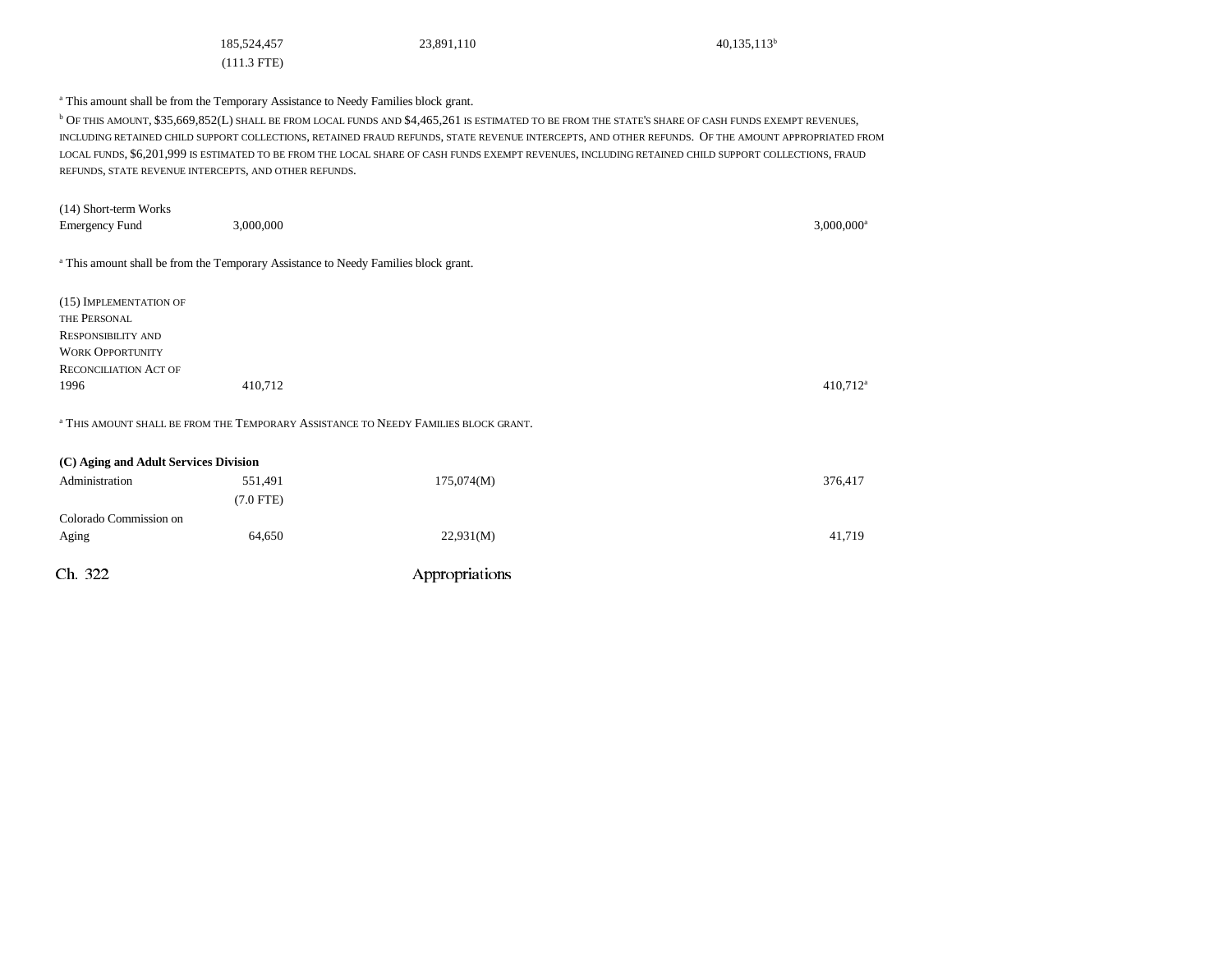| | Total | General Fund | Cash Funds | Cash Funds Exempt | Federal Funds |
|---|---|---|---|---|---|
| | 185,524,457 | 23,891,110 | | 40,135,113[b] | |
| | (111.3 FTE) | | | | |

[a] This amount shall be from the Temporary Assistance to Needy Families block grant.

[b] OF THIS AMOUNT, $35,669,852(L) SHALL BE FROM LOCAL FUNDS AND $4,465,261 IS ESTIMATED TO BE FROM THE STATE'S SHARE OF CASH FUNDS EXEMPT REVENUES, INCLUDING RETAINED CHILD SUPPORT COLLECTIONS, RETAINED FRAUD REFUNDS, STATE REVENUE INTERCEPTS, AND OTHER REFUNDS. OF THE AMOUNT APPROPRIATED FROM LOCAL FUNDS, $6,201,999 IS ESTIMATED TO BE FROM THE LOCAL SHARE OF CASH FUNDS EXEMPT REVENUES, INCLUDING RETAINED CHILD SUPPORT COLLECTIONS, FRAUD REFUNDS, STATE REVENUE INTERCEPTS, AND OTHER REFUNDS.

| | Total | General Fund | Cash Funds | Cash Funds Exempt | Federal Funds |
|---|---|---|---|---|---|
| (14) Short-term Works Emergency Fund | 3,000,000 | | | | 3,000,000[a] |

[a] This amount shall be from the Temporary Assistance to Needy Families block grant.

| | Total | General Fund | Cash Funds | Cash Funds Exempt | Federal Funds |
|---|---|---|---|---|---|
| (15) IMPLEMENTATION OF THE PERSONAL RESPONSIBILITY AND WORK OPPORTUNITY RECONCILIATION ACT OF 1996 | 410,712 | | | | 410,712[a] |

[a] THIS AMOUNT SHALL BE FROM THE TEMPORARY ASSISTANCE TO NEEDY FAMILIES BLOCK GRANT.

**(C) Aging and Adult Services Division**

| | Total | General Fund | Cash Funds | Cash Funds Exempt | Federal Funds |
|---|---|---|---|---|---|
| Administration | 551,491 | 175,074(M) | | | 376,417 |
| | (7.0 FTE) | | | | |
| Colorado Commission on Aging | 64,650 | 22,931(M) | | | 41,719 |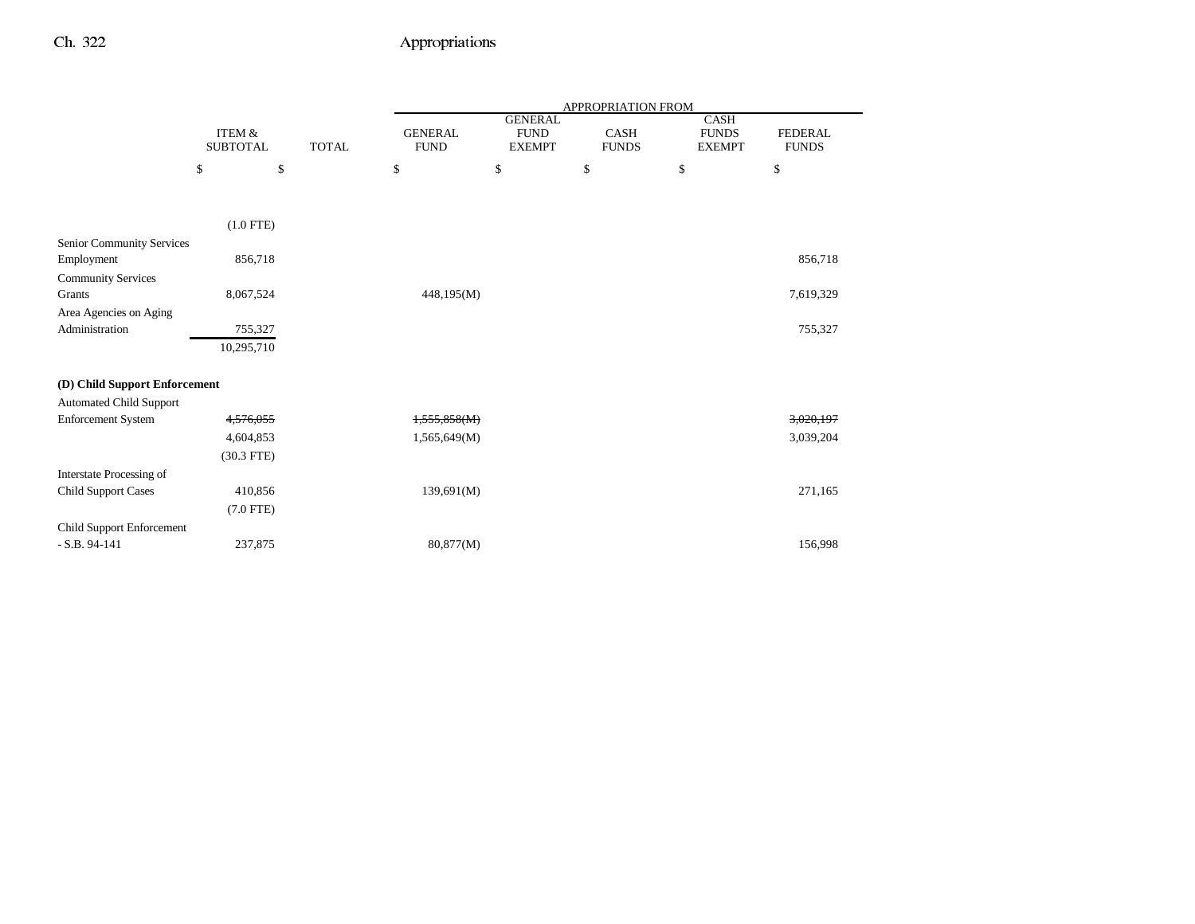| | ITEM & SUBTOTAL | TOTAL | APPROPRIATION FROM | | | | |
|---|---|---|---|---|---|---|---|
| | | | GENERAL FUND | GENERAL FUND EXEMPT | CASH FUNDS | CASH FUNDS EXEMPT | FEDERAL FUNDS |
| | $ | $ | $ | $ | $ | $ | $ |
| | (1.0 FTE) | | | | | | |
| Senior Community Services Employment | 856,718 | | | | | | 856,718 |
| Community Services Grants | 8,067,524 | | 448,195(M) | | | | 7,619,329 |
| Area Agencies on Aging Administration | 755,327 | | | | | | 755,327 |
| | 10,295,710 | | | | | | |
| **(D) Child Support Enforcement** | | | | | | | |
| Automated Child Support Enforcement System | ~~4,576,055~~ | | ~~1,555,858(M)~~ | | | | ~~3,020,197~~ |
| | 4,604,853 | | 1,565,649(M) | | | | 3,039,204 |
| | (30.3 FTE) | | | | | | |
| Interstate Processing of Child Support Cases | 410,856 | | 139,691(M) | | | | 271,165 |
| | (7.0 FTE) | | | | | | |
| Child Support Enforcement - S.B. 94-141 | 237,875 | | 80,877(M) | | | | 156,998 |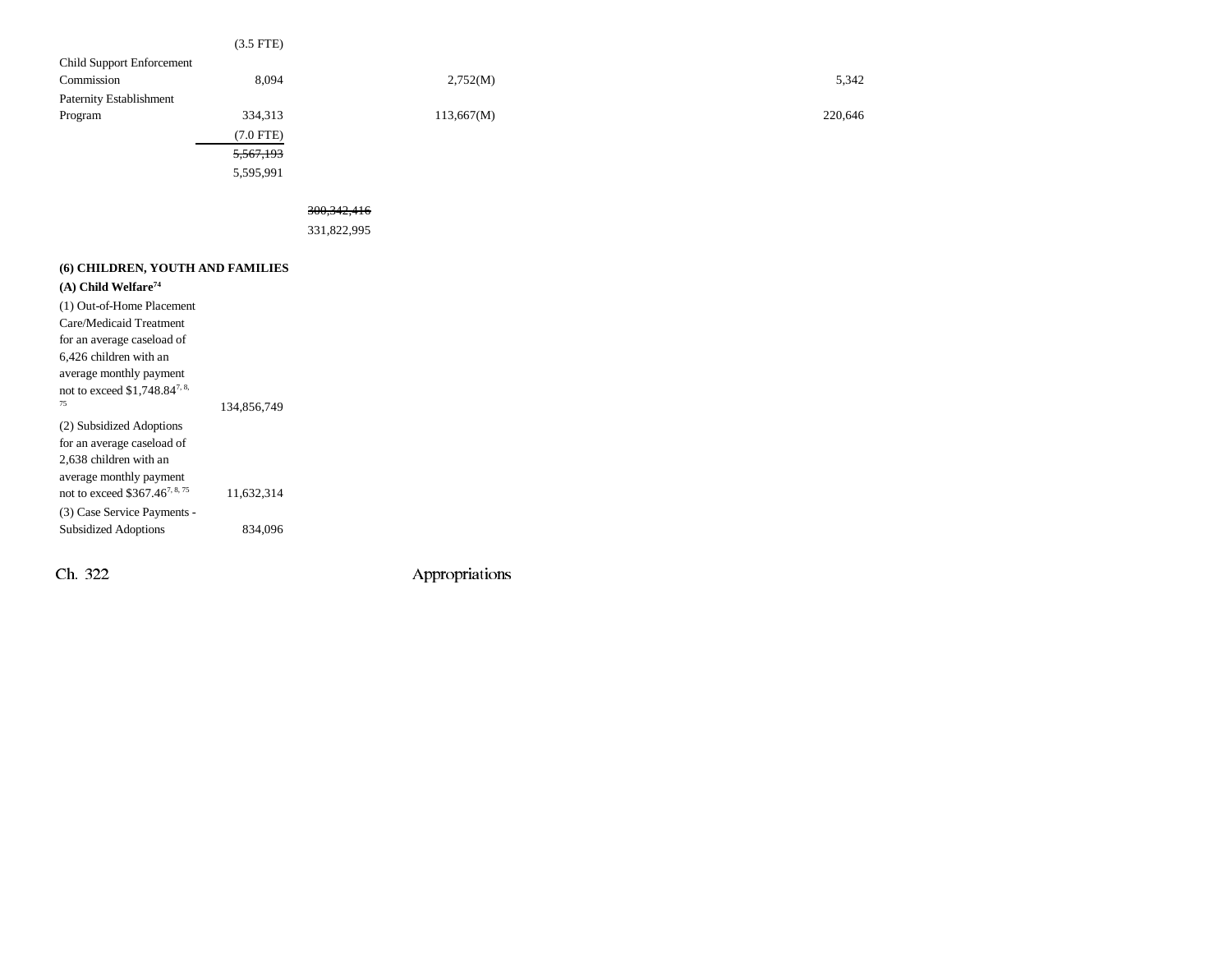| | | | | | |
|---|---|---|---|---|---|
| | (3.5 FTE) | | | | |
| Child Support Enforcement Commission | 8,094 | | 2,752(M) | | 5,342 |
| Paternity Establishment Program | 334,313 | | 113,667(M) | | 220,646 |
| | (7.0 FTE) | | | | |
| | ~~5,567,193~~ | | | | |
| | 5,595,991 | | | | |
| | | ~~300,342,416~~ | | | |
| | | 331,822,995 | | | |

**(6) CHILDREN, YOUTH AND FAMILIES**

**(A) Child Welfare**[74]

| | | | | | |
|---|---|---|---|---|---|
| (1) Out-of-Home Placement Care/Medicaid Treatment for an average caseload of 6,426 children with an average monthly payment not to exceed $1,748.84[7, 8, 75] | 134,856,749 | | | | |
| (2) Subsidized Adoptions for an average caseload of 2,638 children with an average monthly payment not to exceed $367.46[7, 8, 75] | 11,632,314 | | | | |
| (3) Case Service Payments - Subsidized Adoptions | 834,096 | | | | |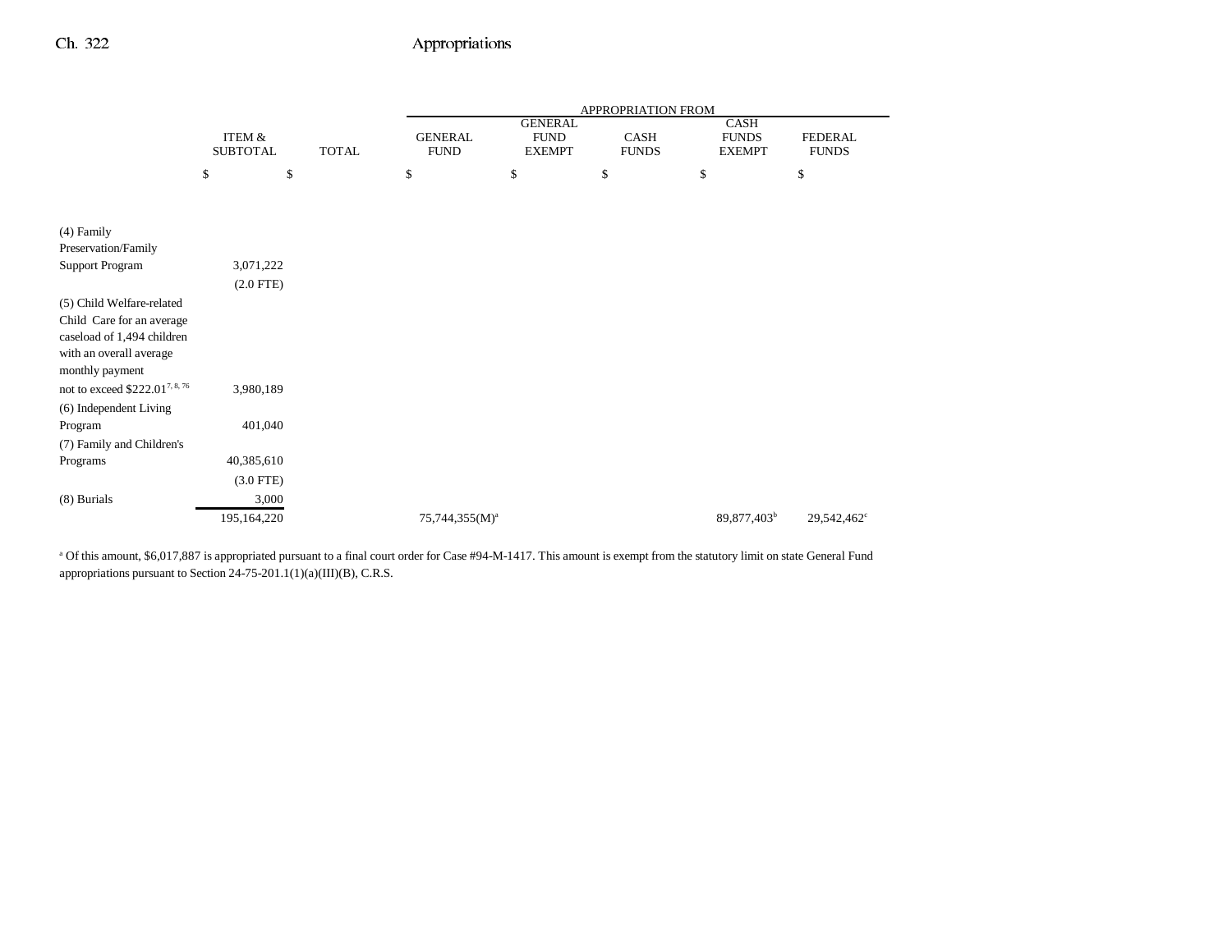| | ITEM & SUBTOTAL | TOTAL | APPROPRIATION FROM GENERAL FUND | GENERAL FUND EXEMPT | CASH FUNDS | CASH FUNDS EXEMPT | FEDERAL FUNDS |
|---|---|---|---|---|---|---|---|
| | $ | $ | $ | $ | $ | $ | $ |
| (4) Family Preservation/Family Support Program | 3,071,222 | | | | | | |
| | (2.0 FTE) | | | | | | |
| (5) Child Welfare-related Child Care for an average caseload of 1,494 children with an overall average monthly payment not to exceed $222.01[7, 8, 76] | 3,980,189 | | | | | | |
| (6) Independent Living Program | 401,040 | | | | | | |
| (7) Family and Children's Programs | 40,385,610 | | | | | | |
| | (3.0 FTE) | | | | | | |
| (8) Burials | 3,000 | | | | | | |
| | 195,164,220 | | 75,744,355(M)[a] | | | 89,877,403[b] | 29,542,462[c] |

[a] Of this amount, $6,017,887 is appropriated pursuant to a final court order for Case #94-M-1417. This amount is exempt from the statutory limit on state General Fund appropriations pursuant to Section 24-75-201.1(1)(a)(III)(B), C.R.S.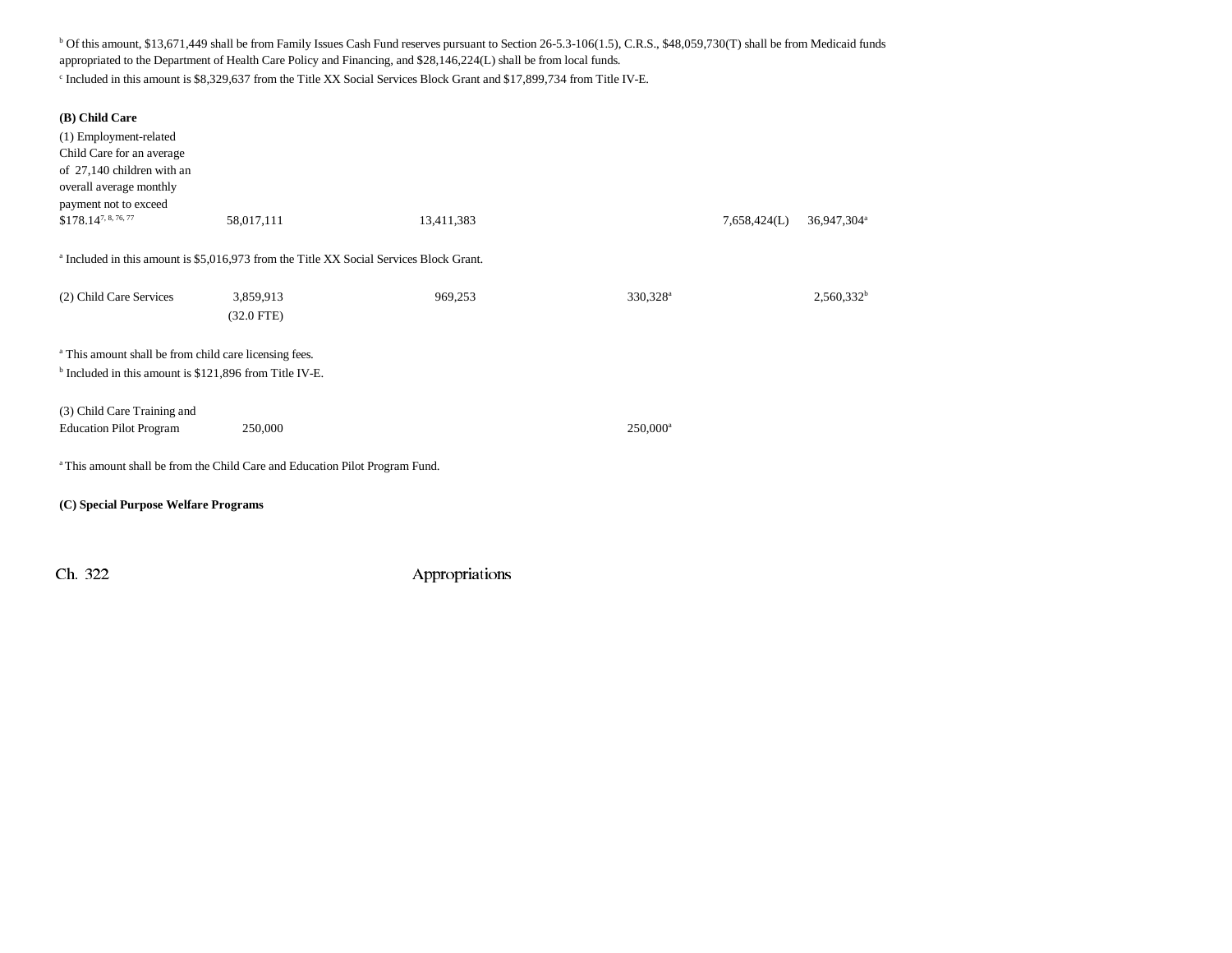[b] Of this amount, $13,671,449 shall be from Family Issues Cash Fund reserves pursuant to Section 26-5.3-106(1.5), C.R.S., $48,059,730(T) shall be from Medicaid funds appropriated to the Department of Health Care Policy and Financing, and $28,146,224(L) shall be from local funds.

[c] Included in this amount is $8,329,637 from the Title XX Social Services Block Grant and $17,899,734 from Title IV-E.

**(B) Child Care**

| | | | | | |
|---|---|---|---|---|---|
| (1) Employment-related Child Care for an average of 27,140 children with an overall average monthly payment not to exceed $178.14[7, 8, 76, 77] | 58,017,111 | 13,411,383 | | 7,658,424(L) | 36,947,304[a] |

[a] Included in this amount is $5,016,973 from the Title XX Social Services Block Grant.

| | | | | | |
|---|---|---|---|---|---|
| (2) Child Care Services | 3,859,913 (32.0 FTE) | 969,253 | 330,328[a] | | 2,560,332[b] |

[a] This amount shall be from child care licensing fees.

[b] Included in this amount is $121,896 from Title IV-E.

| | | | | | |
|---|---|---|---|---|---|
| (3) Child Care Training and Education Pilot Program | 250,000 | | 250,000[a] | | |

[a] This amount shall be from the Child Care and Education Pilot Program Fund.

**(C) Special Purpose Welfare Programs**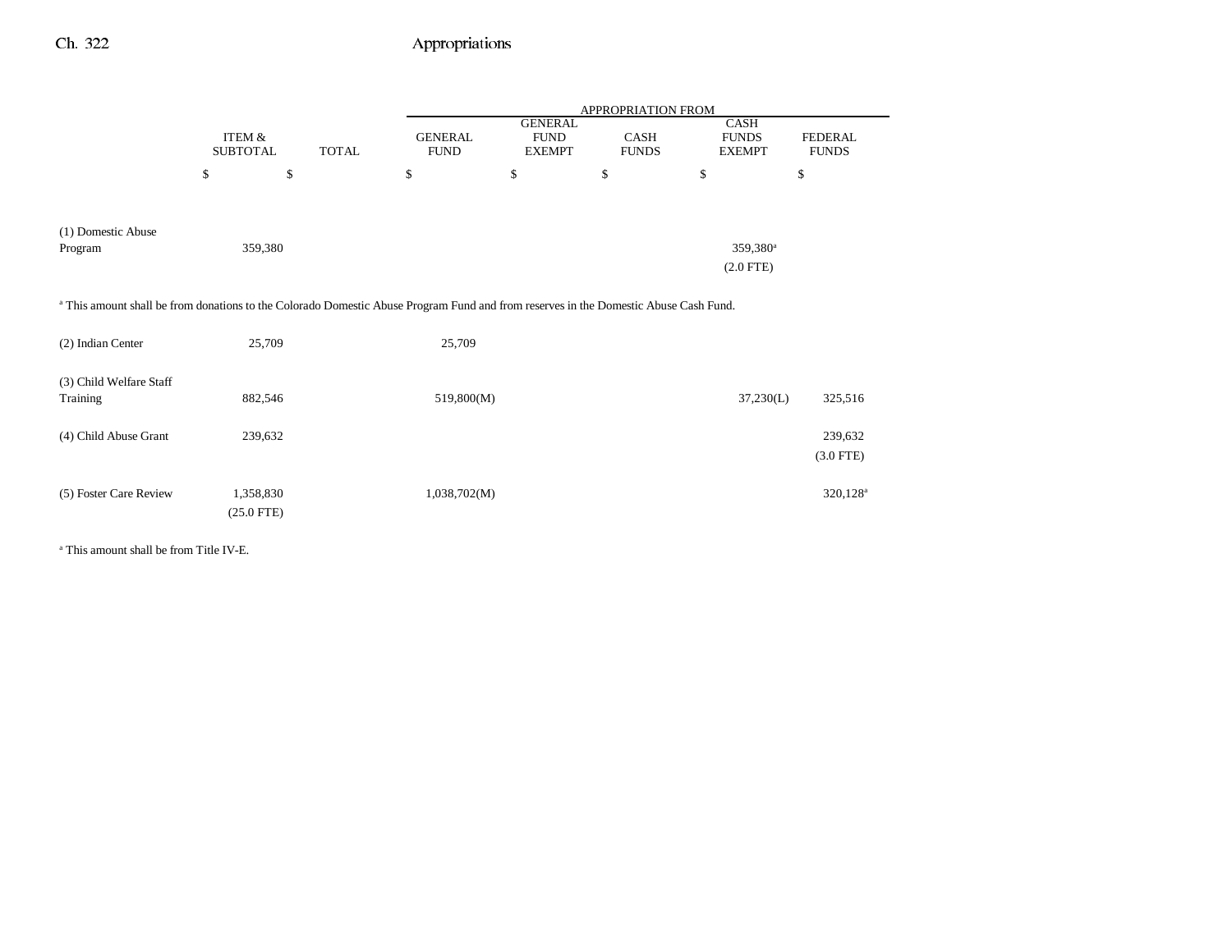| | ITEM & SUBTOTAL | TOTAL | APPROPRIATION FROM GENERAL FUND | GENERAL FUND EXEMPT | CASH FUNDS | CASH FUNDS EXEMPT | FEDERAL FUNDS |
|---|---|---|---|---|---|---|---|
| | $ | $ | $ | $ | $ | $ | $ |
| (1) Domestic Abuse Program | 359,380 | | | | | 359,380[a] (2.0 FTE) | |

[a] This amount shall be from donations to the Colorado Domestic Abuse Program Fund and from reserves in the Domestic Abuse Cash Fund.

| | ITEM & SUBTOTAL | TOTAL | GENERAL FUND | GENERAL FUND EXEMPT | CASH FUNDS | CASH FUNDS EXEMPT | FEDERAL FUNDS |
|---|---|---|---|---|---|---|---|
| (2) Indian Center | 25,709 | | 25,709 | | | | |
| (3) Child Welfare Staff Training | 882,546 | | 519,800(M) | | | 37,230(L) | 325,516 |
| (4) Child Abuse Grant | 239,632 | | | | | | 239,632 (3.0 FTE) |
| (5) Foster Care Review | 1,358,830 (25.0 FTE) | | 1,038,702(M) | | | | 320,128[a] |

[a] This amount shall be from Title IV-E.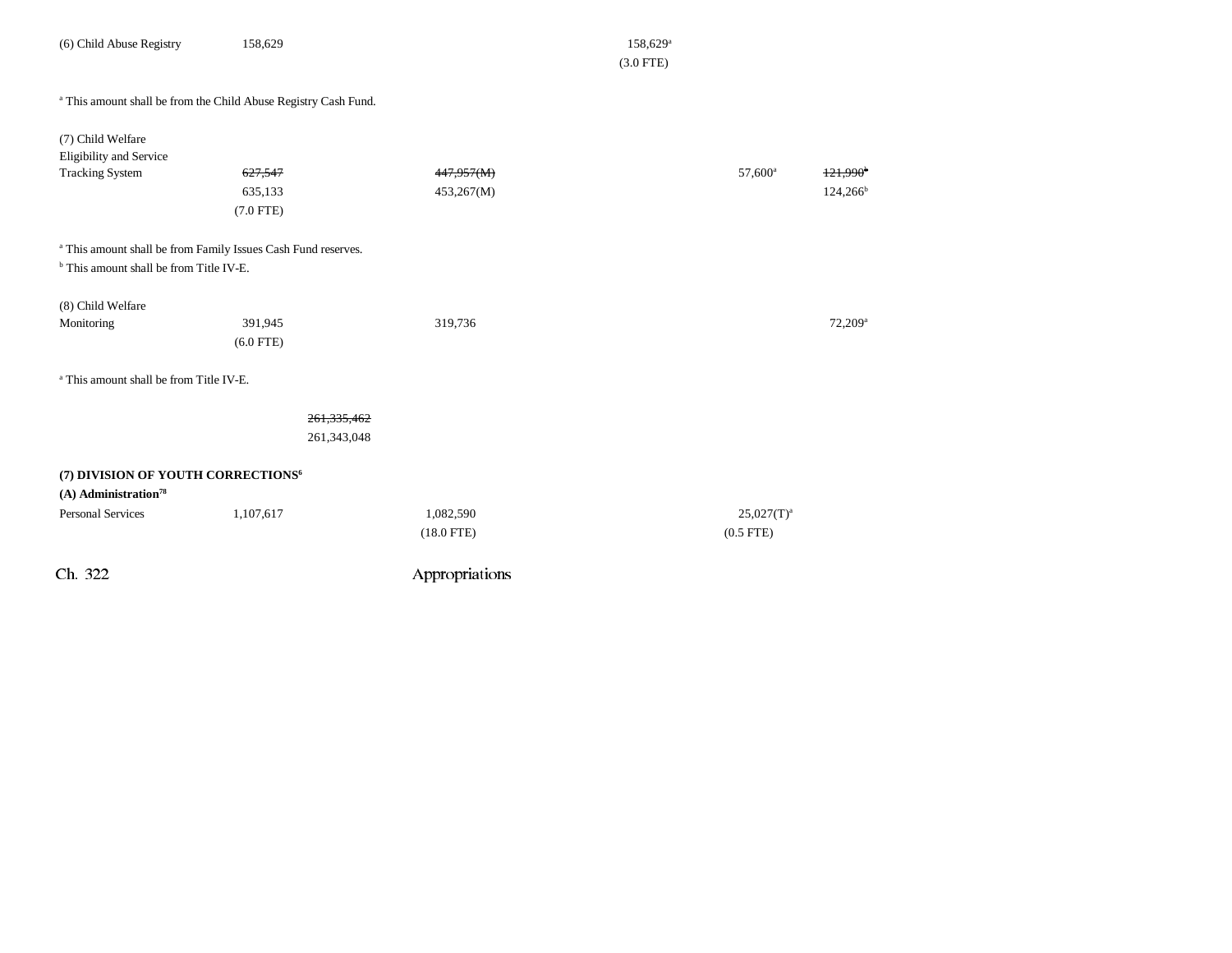| | | | | | | |
|---|---|---|---|---|---|---|
| (6) Child Abuse Registry | 158,629 | | | 158,629[a] | | |
| | | | | (3.0 FTE) | | |

[a] This amount shall be from the Child Abuse Registry Cash Fund.

| | | | | | | |
|---|---|---|---|---|---|---|
| (7) Child Welfare Eligibility and Service Tracking System | ~~627,547~~ | | ~~447,957(M)~~ | | 57,600[a] | ~~121,990~~[b] |
| | 635,133 | | 453,267(M) | | | 124,266[b] |
| | (7.0 FTE) | | | | | |

[a] This amount shall be from Family Issues Cash Fund reserves.
[b] This amount shall be from Title IV-E.

| | | | | | | |
|---|---|---|---|---|---|---|
| (8) Child Welfare Monitoring | 391,945 | | 319,736 | | | 72,209[a] |
| | (6.0 FTE) | | | | | |

[a] This amount shall be from Title IV-E.

| | | | | | | |
|---|---|---|---|---|---|---|
| | | ~~261,335,462~~ | | | | |
| | | 261,343,048 | | | | |

**(7) DIVISION OF YOUTH CORRECTIONS[6]**

**(A) Administration[78]**

| | | | | | | |
|---|---|---|---|---|---|---|
| Personal Services | 1,107,617 | | 1,082,590 | | 25,027(T)[a] | |
| | | | (18.0 FTE) | | (0.5 FTE) | |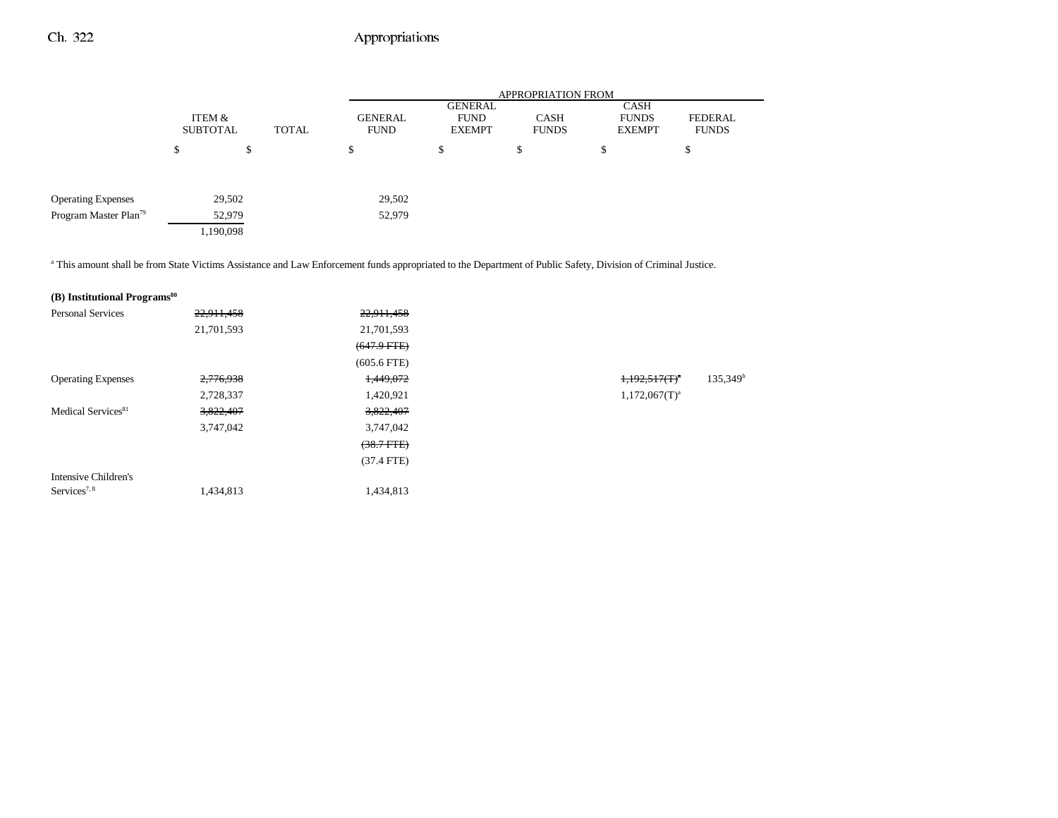| | ITEM & SUBTOTAL | TOTAL | APPROPRIATION FROM | | | | |
|---|---|---|---|---|---|---|---|
| | | | GENERAL FUND | GENERAL FUND EXEMPT | CASH FUNDS | CASH FUNDS EXEMPT | FEDERAL FUNDS |
| | $ | $ | $ | $ | $ | $ | $ |
| Operating Expenses | 29,502 | | 29,502 | | | | |
| Program Master Plan[79] | 52,979 | | 52,979 | | | | |
| | 1,190,098 | | | | | | |

[a] This amount shall be from State Victims Assistance and Law Enforcement funds appropriated to the Department of Public Safety, Division of Criminal Justice.

| | ITEM & SUBTOTAL | TOTAL | GENERAL FUND | GENERAL FUND EXEMPT | CASH FUNDS | CASH FUNDS EXEMPT | FEDERAL FUNDS |
|---|---|---|---|---|---|---|---|
| **(B) Institutional Programs[80]** | | | | | | | |
| Personal Services | ~~22,911,458~~ | | ~~22,911,458~~ | | | | |
| | 21,701,593 | | 21,701,593 | | | | |
| | | | ~~(647.9 FTE)~~ | | | | |
| | | | (605.6 FTE) | | | | |
| Operating Expenses | ~~2,776,938~~ | | ~~1,449,072~~ | | | ~~1,192,517(T)[a]~~ | 135,349[b] |
| | 2,728,337 | | 1,420,921 | | | 1,172,067(T)[a] | |
| Medical Services[81] | ~~3,822,407~~ | | ~~3,822,407~~ | | | | |
| | 3,747,042 | | 3,747,042 | | | | |
| | | | ~~(38.7 FTE)~~ | | | | |
| | | | (37.4 FTE) | | | | |
| Intensive Children's Services[7, 8] | 1,434,813 | | 1,434,813 | | | | |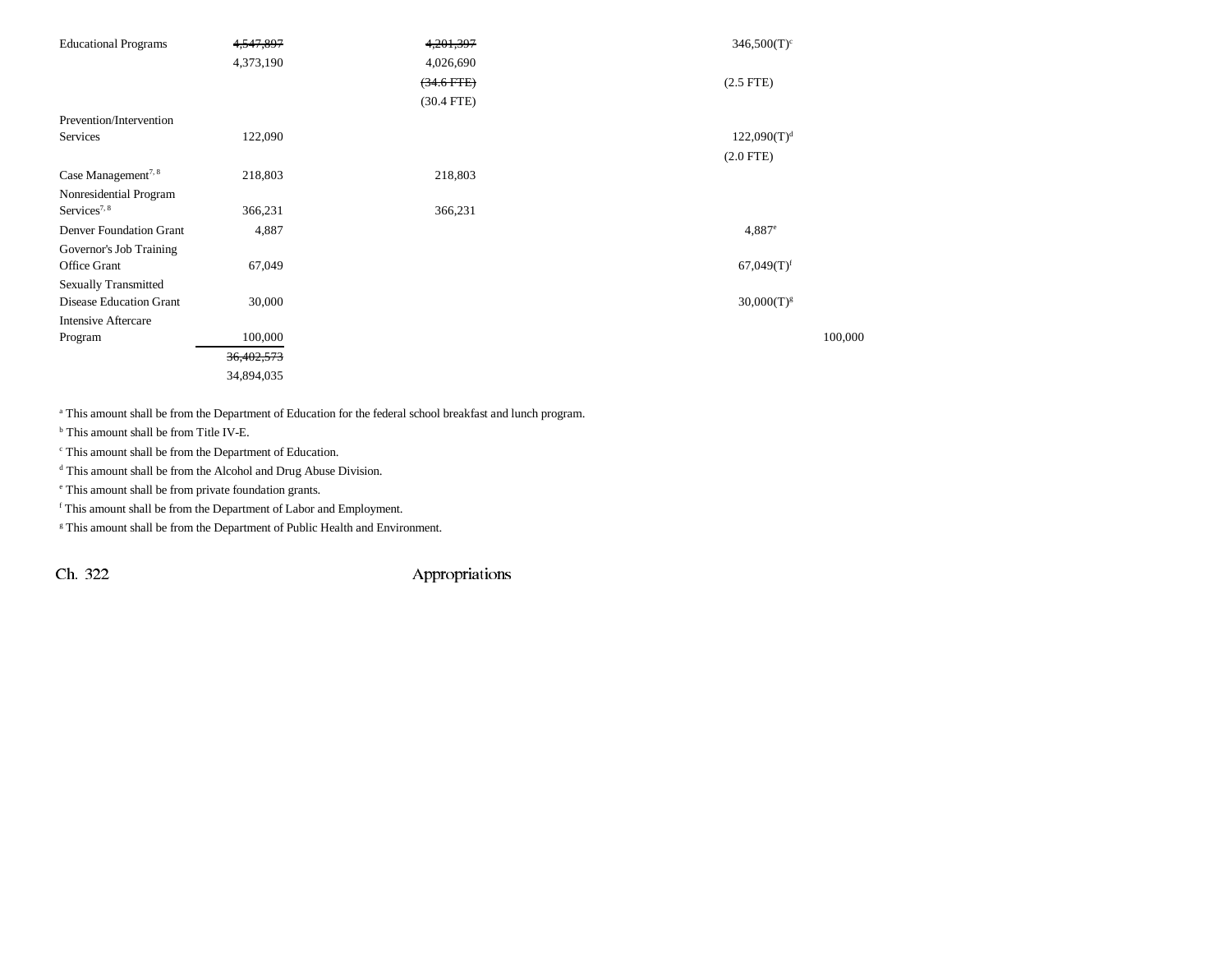| | | | | | |
|---|---|---|---|---|---|
| Educational Programs | ~~4,547,897~~ 4,373,190 | ~~4,201,397~~ 4,026,690 (~~34.6 FTE~~) (30.4 FTE) | | 346,500(T)[c] (2.5 FTE) | |
| Prevention/Intervention Services | 122,090 | | | 122,090(T)[d] (2.0 FTE) | |
| Case Management[7, 8] | 218,803 | 218,803 | | | |
| Nonresidential Program Services[7, 8] | 366,231 | 366,231 | | | |
| Denver Foundation Grant | 4,887 | | | 4,887[e] | |
| Governor's Job Training Office Grant | 67,049 | | | 67,049(T)[f] | |
| Sexually Transmitted Disease Education Grant | 30,000 | | | 30,000(T)[g] | |
| Intensive Aftercare Program | 100,000 | | | | 100,000 |
| | ~~36,402,573~~ 34,894,035 | | | | |

[a] This amount shall be from the Department of Education for the federal school breakfast and lunch program.

[b] This amount shall be from Title IV-E.

[c] This amount shall be from the Department of Education.

[d] This amount shall be from the Alcohol and Drug Abuse Division.

[e] This amount shall be from private foundation grants.

[f] This amount shall be from the Department of Labor and Employment.

[g] This amount shall be from the Department of Public Health and Environment.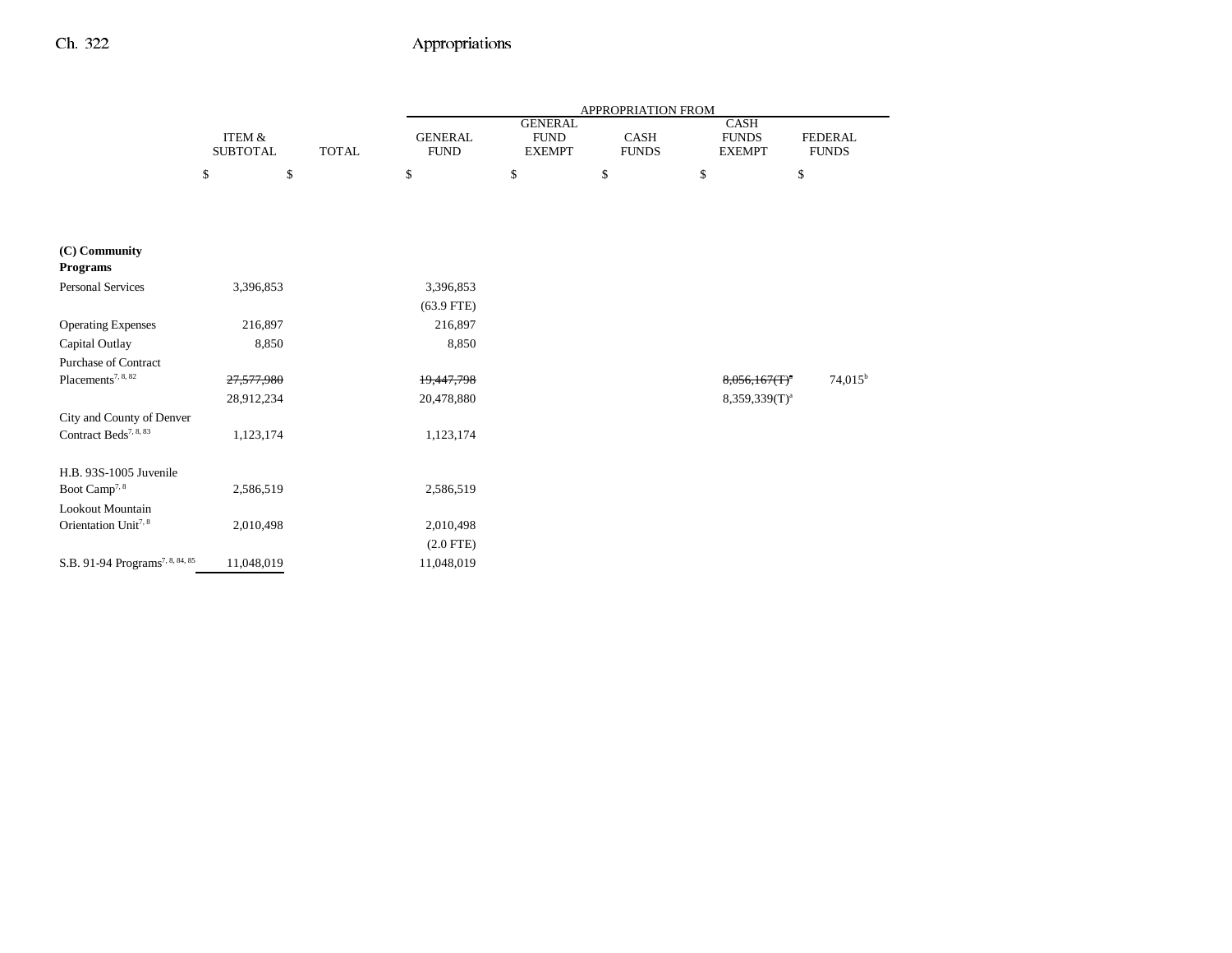| | ITEM & SUBTOTAL | TOTAL | GENERAL FUND | GENERAL FUND EXEMPT | CASH FUNDS | CASH FUNDS EXEMPT | FEDERAL FUNDS |
|---|---|---|---|---|---|---|---|
| | | | APPROPRIATION FROM | | | | |
| | $ | $ | $ | $ | $ | $ | $ |
| **(C) Community Programs** | | | | | | | |
| Personal Services | 3,396,853 | | 3,396,853 | | | | |
| | | | (63.9 FTE) | | | | |
| Operating Expenses | 216,897 | | 216,897 | | | | |
| Capital Outlay | 8,850 | | 8,850 | | | | |
| Purchase of Contract Placements[7, 8, 82] | ~~27,577,980~~ | | ~~19,447,798~~ | | | ~~8,056,167(T)[a]~~ | 74,015[b] |
| | 28,912,234 | | 20,478,880 | | | 8,359,339(T)[a] | |
| City and County of Denver Contract Beds[7, 8, 83] | 1,123,174 | | 1,123,174 | | | | |
| H.B. 93S-1005 Juvenile Boot Camp[7, 8] | 2,586,519 | | 2,586,519 | | | | |
| Lookout Mountain Orientation Unit[7, 8] | 2,010,498 | | 2,010,498 | | | | |
| | | | (2.0 FTE) | | | | |
| S.B. 91-94 Programs[7, 8, 84, 85] | 11,048,019 | | 11,048,019 | | | | |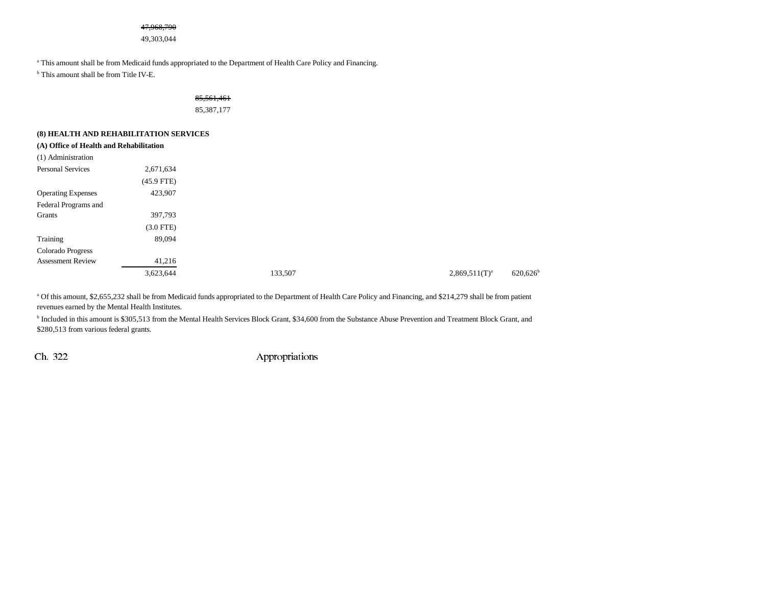| | | | | | | |
|---|---|---|---|---|---|---|
| | ~~47,968,790~~ 49,303,044 | | | | | |

[a] This amount shall be from Medicaid funds appropriated to the Department of Health Care Policy and Financing.

[b] This amount shall be from Title IV-E.

| | | |
|---|---|---|
| | | ~~85,561,461~~ 85,387,177 |

**(8) HEALTH AND REHABILITATION SERVICES**

**(A) Office of Health and Rehabilitation**

| | | | | | | |
|---|---|---|---|---|---|---|
| (1) Administration | | | | | | |
| Personal Services | 2,671,634 | | | | | |
| | (45.9 FTE) | | | | | |
| Operating Expenses | 423,907 | | | | | |
| Federal Programs and Grants | 397,793 | | | | | |
| | (3.0 FTE) | | | | | |
| Training | 89,094 | | | | | |
| Colorado Progress Assessment Review | 41,216 | | | | | |
| | 3,623,644 | | 133,507 | | 2,869,511(T)[a] | 620,626[b] |

[a] Of this amount, $2,655,232 shall be from Medicaid funds appropriated to the Department of Health Care Policy and Financing, and $214,279 shall be from patient revenues earned by the Mental Health Institutes.

[b] Included in this amount is $305,513 from the Mental Health Services Block Grant, $34,600 from the Substance Abuse Prevention and Treatment Block Grant, and $280,513 from various federal grants.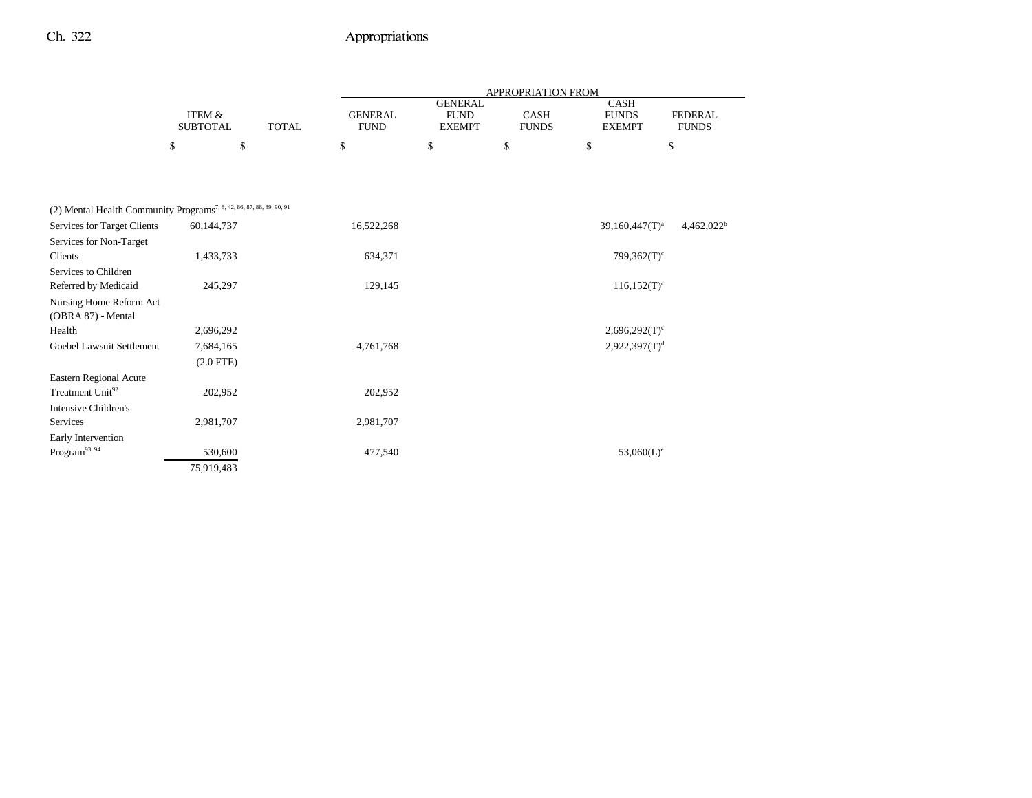| | ITEM & SUBTOTAL | TOTAL | APPROPRIATION FROM GENERAL FUND | GENERAL FUND EXEMPT | CASH FUNDS | CASH FUNDS EXEMPT | FEDERAL FUNDS |
|---|---|---|---|---|---|---|---|
| | $ | $ | $ | $ | $ | $ | $ |
| (2) Mental Health Community Programs[7, 8, 42, 86, 87, 88, 89, 90, 91] | | | | | | | |
| Services for Target Clients | 60,144,737 | | 16,522,268 | | | 39,160,447(T)[a] | 4,462,022[b] |
| Services for Non-Target Clients | 1,433,733 | | 634,371 | | | 799,362(T)[c] | |
| Services to Children Referred by Medicaid | 245,297 | | 129,145 | | | 116,152(T)[c] | |
| Nursing Home Reform Act (OBRA 87) - Mental Health | 2,696,292 | | | | | 2,696,292(T)[c] | |
| Goebel Lawsuit Settlement | 7,684,165 | | 4,761,768 | | | 2,922,397(T)[d] | |
| | (2.0 FTE) | | | | | | |
| Eastern Regional Acute Treatment Unit[92] | 202,952 | | 202,952 | | | | |
| Intensive Children's Services | 2,981,707 | | 2,981,707 | | | | |
| Early Intervention Program[93, 94] | 530,600 | | 477,540 | | | 53,060(L)[e] | |
| | 75,919,483 | | | | | | |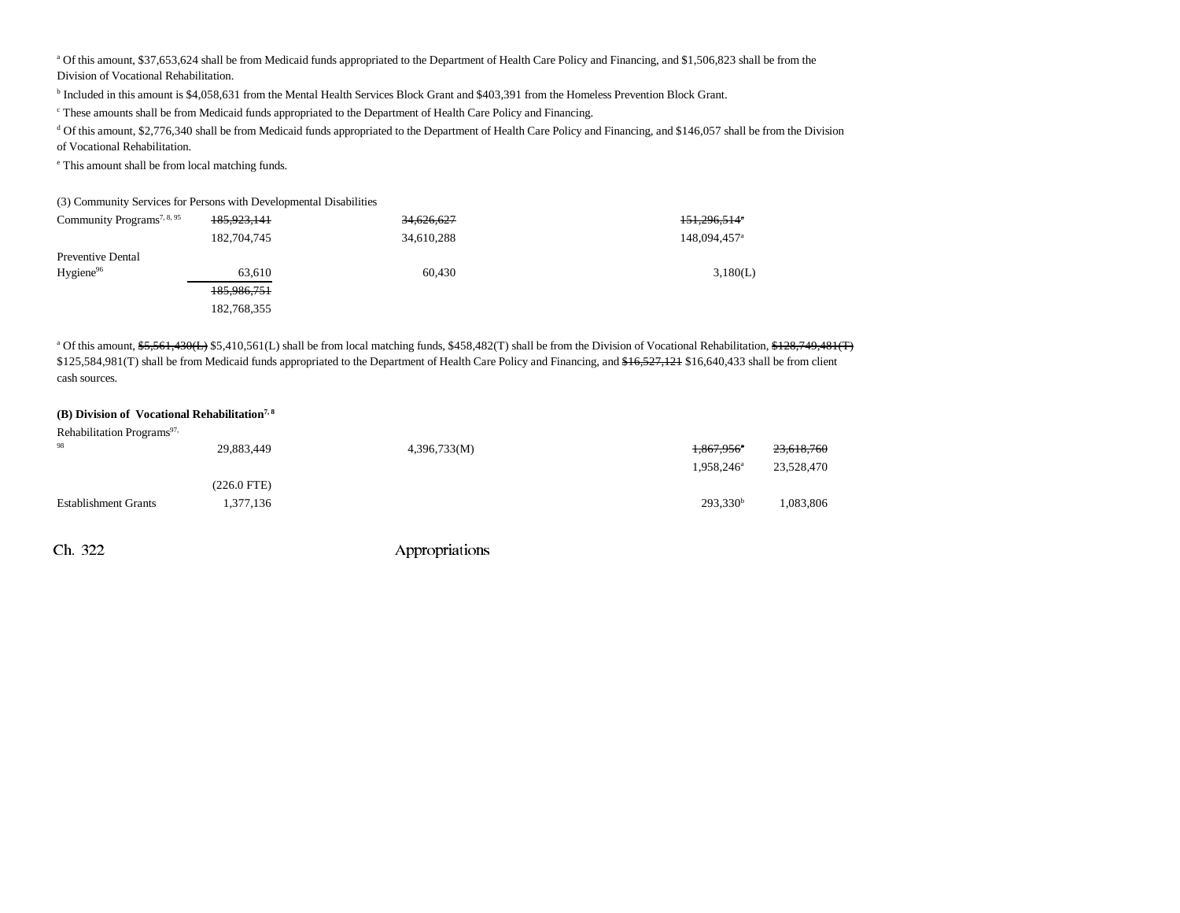[a] Of this amount, $37,653,624 shall be from Medicaid funds appropriated to the Department of Health Care Policy and Financing, and $1,506,823 shall be from the Division of Vocational Rehabilitation.

[b] Included in this amount is $4,058,631 from the Mental Health Services Block Grant and $403,391 from the Homeless Prevention Block Grant.

[c] These amounts shall be from Medicaid funds appropriated to the Department of Health Care Policy and Financing.

[d] Of this amount, $2,776,340 shall be from Medicaid funds appropriated to the Department of Health Care Policy and Financing, and $146,057 shall be from the Division of Vocational Rehabilitation.

[e] This amount shall be from local matching funds.

(3) Community Services for Persons with Developmental Disabilities

| | | | | | |
|---|---|---|---|---|---|
| Community Programs[7, 8, 95] | ~~185,923,141~~ | ~~34,626,627~~ | | ~~151,296,514~~[a] | |
| | 182,704,745 | 34,610,288 | | 148,094,457[a] | |
| Preventive Dental Hygiene[96] | 63,610 | 60,430 | | 3,180(L) | |
| | ~~185,986,751~~ | | | | |
| | 182,768,355 | | | | |

[a] Of this amount, ~~$5,561,430(L)~~ $5,410,561(L) shall be from local matching funds, $458,482(T) shall be from the Division of Vocational Rehabilitation, ~~$128,749,481(T)~~ $125,584,981(T) shall be from Medicaid funds appropriated to the Department of Health Care Policy and Financing, and ~~$16,527,121~~ $16,640,433 shall be from client cash sources.

**(B) Division of Vocational Rehabilitation[7, 8]**

| | | | | | |
|---|---|---|---|---|---|
| Rehabilitation Programs[97, 98] | 29,883,449 | 4,396,733(M) | | ~~1,867,956~~[a] | ~~23,618,760~~ |
| | | | | 1,958,246[a] | 23,528,470 |
| | (226.0 FTE) | | | | |
| Establishment Grants | 1,377,136 | | | 293,330[b] | 1,083,806 |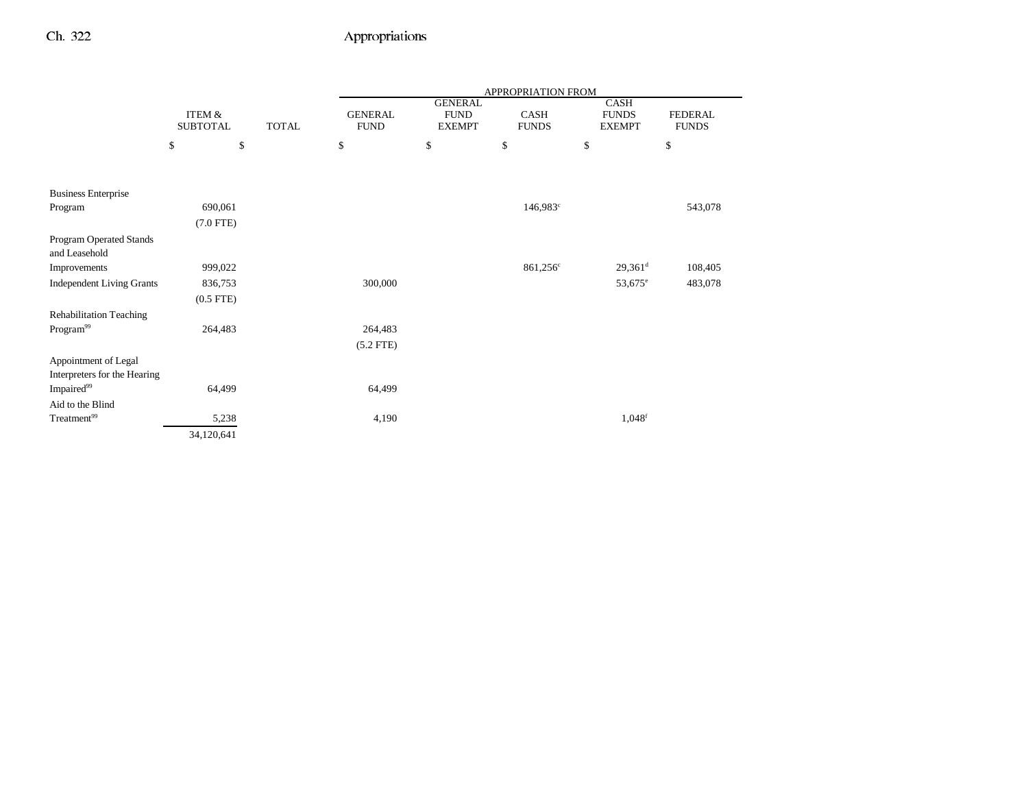| | ITEM & SUBTOTAL | TOTAL | APPROPRIATION FROM GENERAL FUND | GENERAL FUND EXEMPT | CASH FUNDS | CASH FUNDS EXEMPT | FEDERAL FUNDS |
|---|---|---|---|---|---|---|---|
| | $ | $ | $ | $ | $ | $ | $ |
| Business Enterprise Program | 690,061 | | | | 146,983[c] | | 543,078 |
| | (7.0 FTE) | | | | | | |
| Program Operated Stands and Leasehold Improvements | 999,022 | | | | 861,256[c] | 29,361[d] | 108,405 |
| Independent Living Grants | 836,753 | | 300,000 | | | 53,675[e] | 483,078 |
| | (0.5 FTE) | | | | | | |
| Rehabilitation Teaching Program[99] | 264,483 | | 264,483 | | | | |
| | | | (5.2 FTE) | | | | |
| Appointment of Legal Interpreters for the Hearing Impaired[99] | 64,499 | | 64,499 | | | | |
| Aid to the Blind Treatment[99] | 5,238 | | 4,190 | | | 1,048[f] | |
| | 34,120,641 | | | | | | |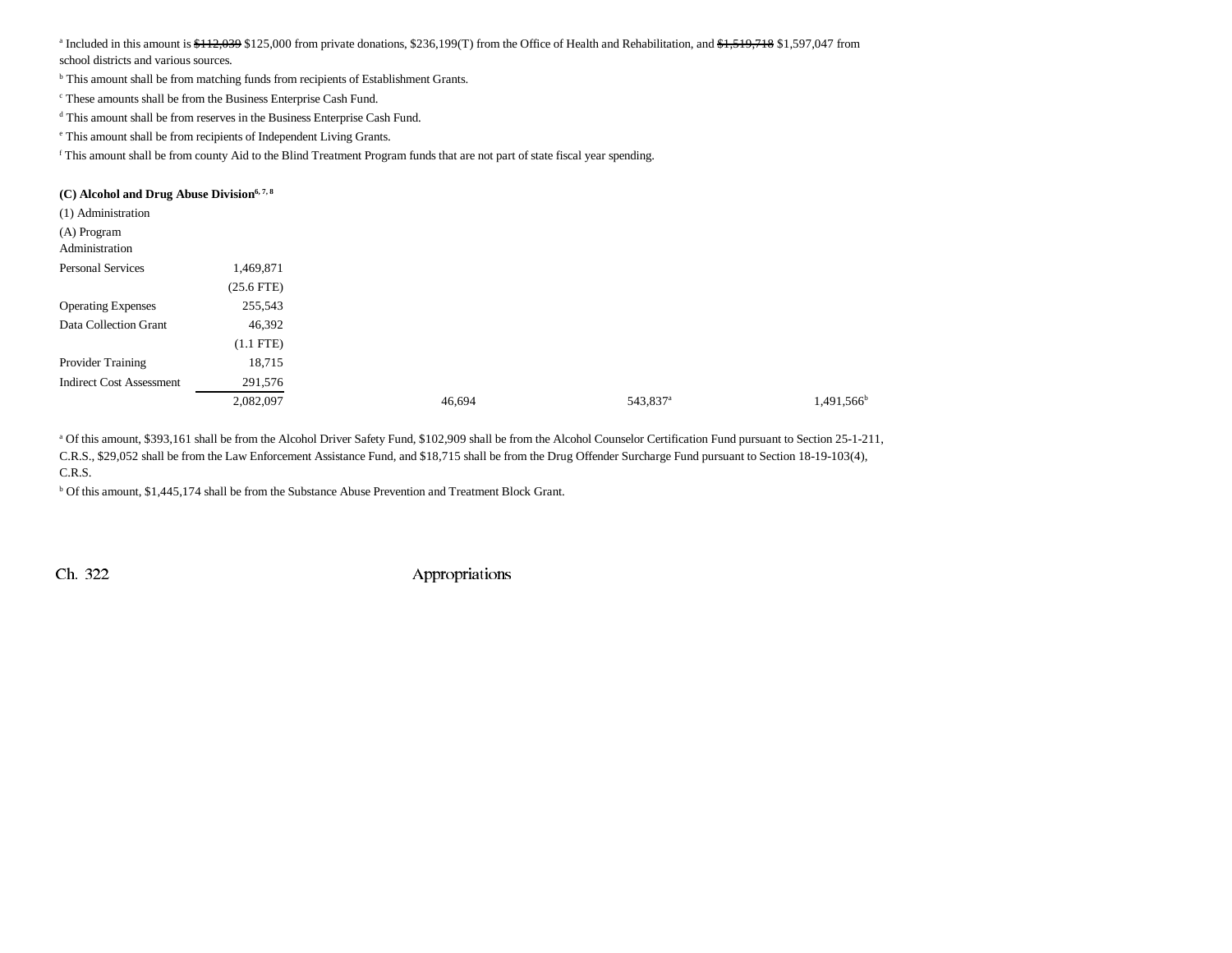[a] Included in this amount is ~~$112,039~~ $125,000 from private donations, $236,199(T) from the Office of Health and Rehabilitation, and ~~$1,519,718~~ $1,597,047 from school districts and various sources.

[b] This amount shall be from matching funds from recipients of Establishment Grants.

[c] These amounts shall be from the Business Enterprise Cash Fund.

[d] This amount shall be from reserves in the Business Enterprise Cash Fund.

[e] This amount shall be from recipients of Independent Living Grants.

[f] This amount shall be from county Aid to the Blind Treatment Program funds that are not part of state fiscal year spending.

**(C) Alcohol and Drug Abuse Division**[6, 7, 8]

(1) Administration

(A) Program Administration

| | | | | |
|---|---|---|---|---|
| Personal Services | 1,469,871 | | | |
| | (25.6 FTE) | | | |
| Operating Expenses | 255,543 | | | |
| Data Collection Grant | 46,392 | | | |
| | (1.1 FTE) | | | |
| Provider Training | 18,715 | | | |
| Indirect Cost Assessment | 291,576 | | | |
| | 2,082,097 | 46,694 | 543,837[a] | 1,491,566[b] |

[a] Of this amount, $393,161 shall be from the Alcohol Driver Safety Fund, $102,909 shall be from the Alcohol Counselor Certification Fund pursuant to Section 25-1-211, C.R.S., $29,052 shall be from the Law Enforcement Assistance Fund, and $18,715 shall be from the Drug Offender Surcharge Fund pursuant to Section 18-19-103(4), C.R.S.

[b] Of this amount, $1,445,174 shall be from the Substance Abuse Prevention and Treatment Block Grant.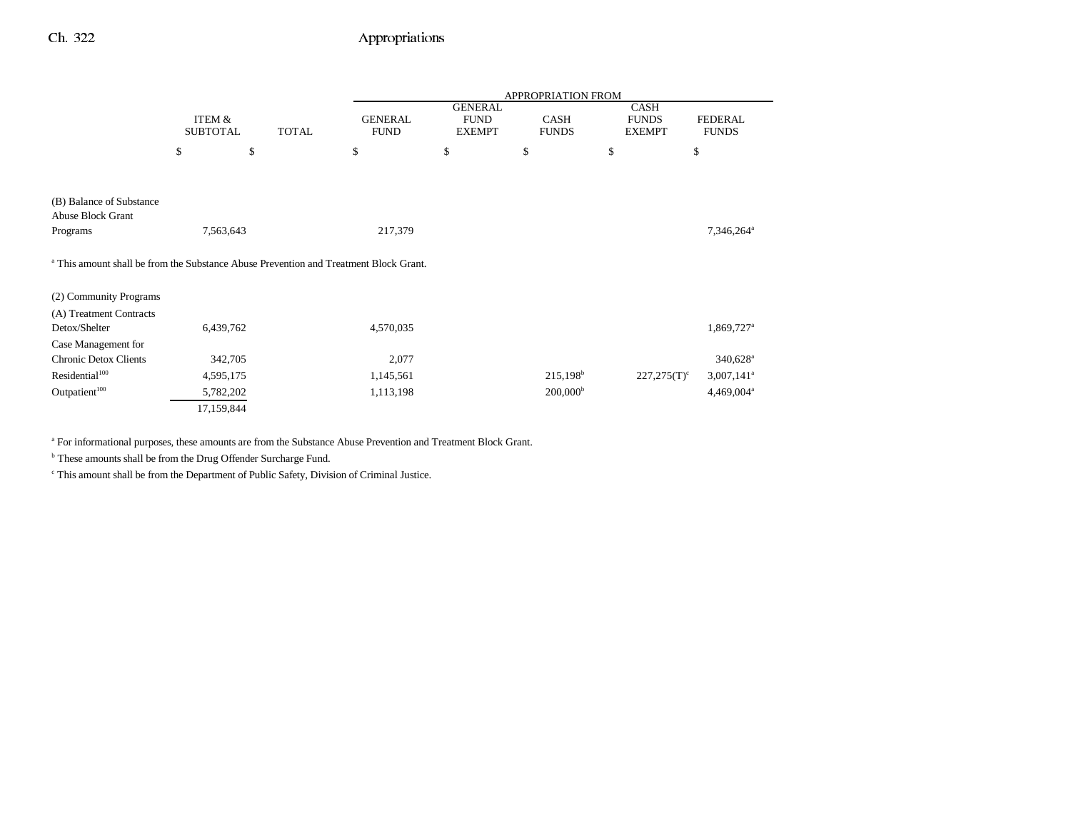| | ITEM & SUBTOTAL | TOTAL | APPROPRIATION FROM GENERAL FUND | GENERAL FUND EXEMPT | CASH FUNDS | CASH FUNDS EXEMPT | FEDERAL FUNDS |
|---|---|---|---|---|---|---|---|
| | $ | $ | $ | $ | $ | $ | $ |
| (B) Balance of Substance Abuse Block Grant Programs | 7,563,643 | | 217,379 | | | | 7,346,264[a] |

[a] This amount shall be from the Substance Abuse Prevention and Treatment Block Grant.

| | ITEM & SUBTOTAL | TOTAL | GENERAL FUND | GENERAL FUND EXEMPT | CASH FUNDS | CASH FUNDS EXEMPT | FEDERAL FUNDS |
|---|---|---|---|---|---|---|---|
| (2) Community Programs | | | | | | | |
| (A) Treatment Contracts | | | | | | | |
| Detox/Shelter | 6,439,762 | | 4,570,035 | | | | 1,869,727[a] |
| Case Management for Chronic Detox Clients | 342,705 | | 2,077 | | | | 340,628[a] |
| Residential[100] | 4,595,175 | | 1,145,561 | | 215,198[b] | 227,275(T)[c] | 3,007,141[a] |
| Outpatient[100] | 5,782,202 | | 1,113,198 | | 200,000[b] | | 4,469,004[a] |
| | 17,159,844 | | | | | | |

[a] For informational purposes, these amounts are from the Substance Abuse Prevention and Treatment Block Grant.

[b] These amounts shall be from the Drug Offender Surcharge Fund.

[c] This amount shall be from the Department of Public Safety, Division of Criminal Justice.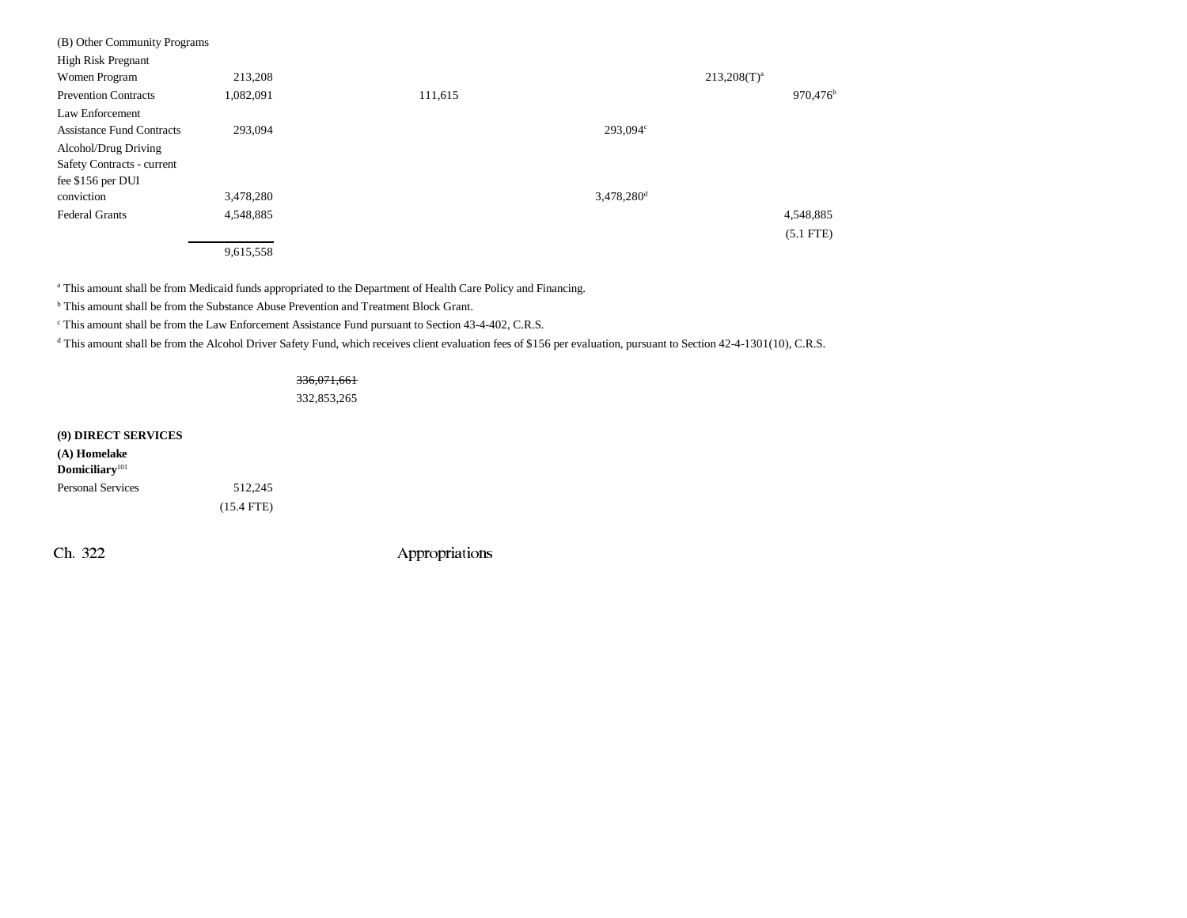(B) Other Community Programs

| | | | | | | |
|---|---|---|---|---|---|---|
| High Risk Pregnant Women Program | 213,208 | | | | 213,208(T)[a] | |
| Prevention Contracts | 1,082,091 | | 111,615 | | | 970,476[b] |
| Law Enforcement Assistance Fund Contracts | 293,094 | | | 293,094[c] | | |
| Alcohol/Drug Driving Safety Contracts - current fee $156 per DUI conviction | 3,478,280 | | | 3,478,280[d] | | |
| Federal Grants | 4,548,885 | | | | | 4,548,885<br>(5.1 FTE) |
| | 9,615,558 | | | | | |

[a] This amount shall be from Medicaid funds appropriated to the Department of Health Care Policy and Financing.

[b] This amount shall be from the Substance Abuse Prevention and Treatment Block Grant.

[c] This amount shall be from the Law Enforcement Assistance Fund pursuant to Section 43-4-402, C.R.S.

[d] This amount shall be from the Alcohol Driver Safety Fund, which receives client evaluation fees of $156 per evaluation, pursuant to Section 42-4-1301(10), C.R.S.

~~336,071,661~~
332,853,265

**(9) DIRECT SERVICES**

**(A) Homelake Domiciliary**[101]

| | | |
|---|---|---|
| Personal Services | 512,245<br>(15.4 FTE) | |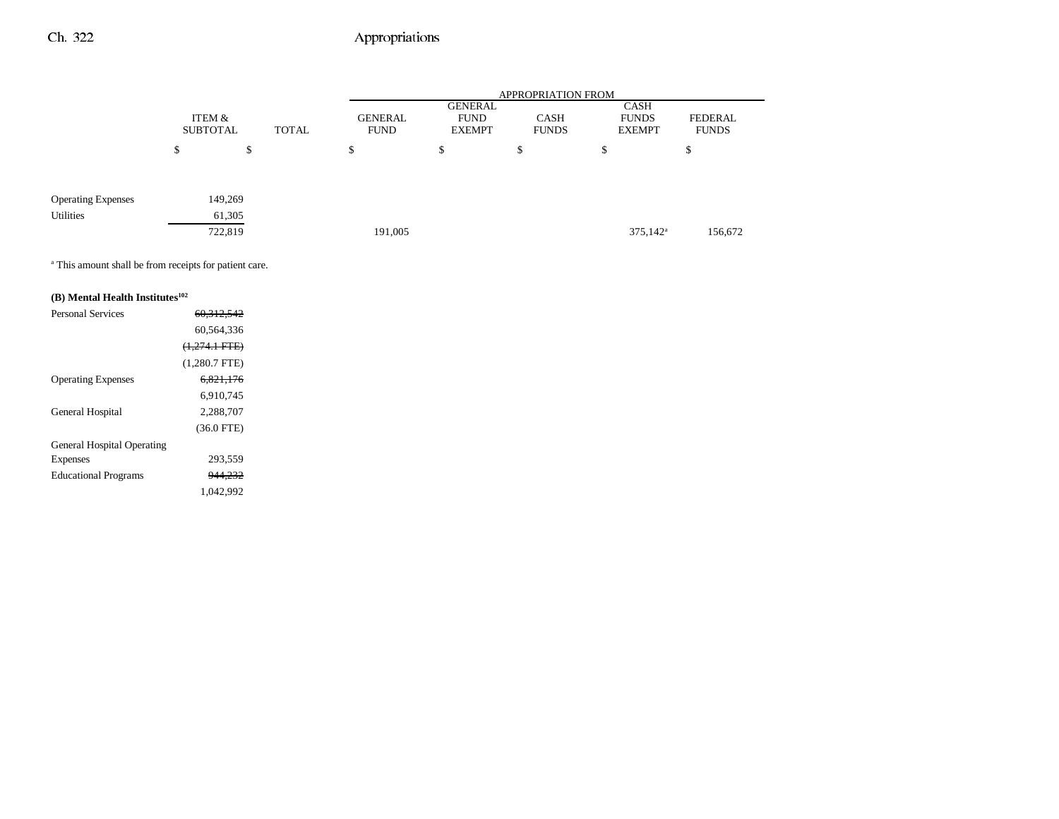| | ITEM & SUBTOTAL | TOTAL | GENERAL FUND | GENERAL FUND EXEMPT | CASH FUNDS | CASH FUNDS EXEMPT | FEDERAL FUNDS |
|---|---|---|---|---|---|---|---|
| | | | APPROPRIATION FROM | | | | |
| | $ | $ | $ | $ | $ | $ | $ |
| Operating Expenses | 149,269 | | | | | | |
| Utilities | 61,305 | | | | | | |
| | 722,819 | | 191,005 | | | 375,142[a] | 156,672 |

[a] This amount shall be from receipts for patient care.

**(B) Mental Health Institutes[102]**

| | ITEM & SUBTOTAL | TOTAL | GENERAL FUND | GENERAL FUND EXEMPT | CASH FUNDS | CASH FUNDS EXEMPT | FEDERAL FUNDS |
|---|---|---|---|---|---|---|---|
| Personal Services | ~~60,312,542~~ | | | | | | |
| | 60,564,336 | | | | | | |
| | ~~(1,274.1 FTE)~~ | | | | | | |
| | (1,280.7 FTE) | | | | | | |
| Operating Expenses | ~~6,821,176~~ | | | | | | |
| | 6,910,745 | | | | | | |
| General Hospital | 2,288,707 | | | | | | |
| | (36.0 FTE) | | | | | | |
| General Hospital Operating Expenses | 293,559 | | | | | | |
| Educational Programs | ~~944,232~~ | | | | | | |
| | 1,042,992 | | | | | | |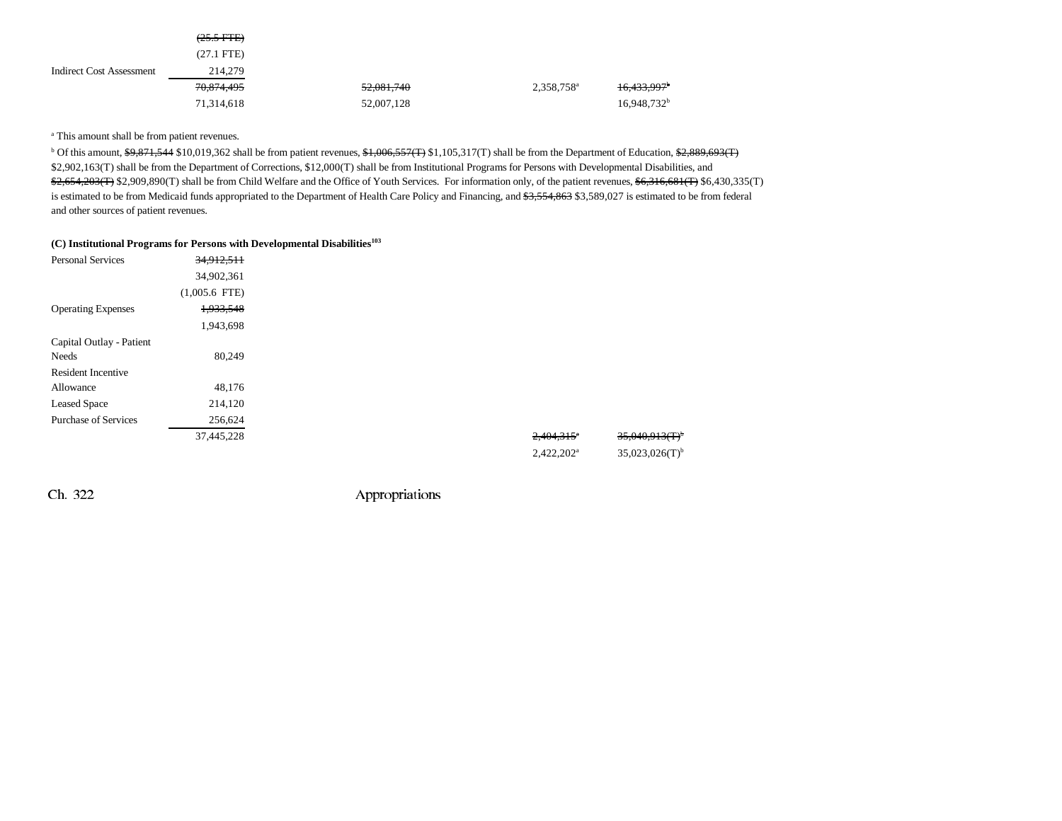| | | | | |
|---|---|---|---|---|
| | ~~(25.5 FTE)~~ | | | |
| | (27.1 FTE) | | | |
| Indirect Cost Assessment | 214,279 | | | |
| | ~~70,874,495~~ | ~~52,081,740~~ | 2,358,758[a] | ~~16,433,997[b]~~ |
| | 71,314,618 | 52,007,128 | | 16,948,732[b] |

[a] This amount shall be from patient revenues.

[b] Of this amount, ~~$9,871,544~~ $10,019,362 shall be from patient revenues, ~~$1,006,557(T)~~ $1,105,317(T) shall be from the Department of Education, ~~$2,889,693(T)~~ $2,902,163(T) shall be from the Department of Corrections, $12,000(T) shall be from Institutional Programs for Persons with Developmental Disabilities, and ~~$2,654,203(T)~~ $2,909,890(T) shall be from Child Welfare and the Office of Youth Services. For information only, of the patient revenues, ~~$6,316,681(T)~~ $6,430,335(T) is estimated to be from Medicaid funds appropriated to the Department of Health Care Policy and Financing, and ~~$3,554,863~~ $3,589,027 is estimated to be from federal and other sources of patient revenues.

**(C) Institutional Programs for Persons with Developmental Disabilities[103]**

| | | | | |
|---|---|---|---|---|
| Personal Services | ~~34,912,511~~ | | | |
| | 34,902,361 | | | |
| | (1,005.6 FTE) | | | |
| Operating Expenses | ~~1,933,548~~ | | | |
| | 1,943,698 | | | |
| Capital Outlay - Patient Needs | 80,249 | | | |
| Resident Incentive Allowance | 48,176 | | | |
| Leased Space | 214,120 | | | |
| Purchase of Services | 256,624 | | | |
| | 37,445,228 | | ~~2,404,315[a]~~ | ~~35,040,913(T)[b]~~ |
| | | | 2,422,202[a] | 35,023,026(T)[b] |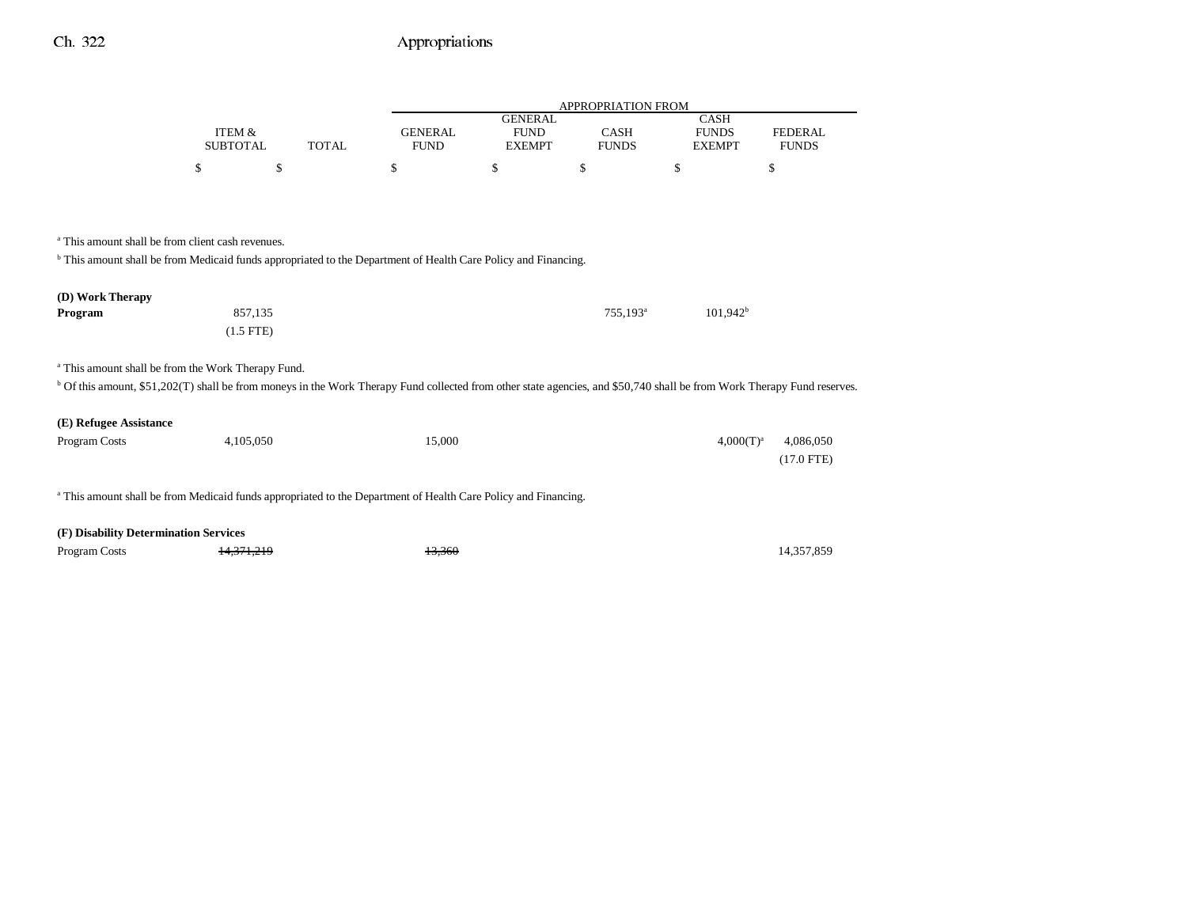| | ITEM & SUBTOTAL | TOTAL | GENERAL FUND | GENERAL FUND EXEMPT | CASH FUNDS | CASH FUNDS EXEMPT | FEDERAL FUNDS |
|---|---|---|---|---|---|---|---|
| | | | APPROPRIATION FROM | | | | |
| | $ | $ | $ | $ | $ | $ | $ |

[a] This amount shall be from client cash revenues.

[b] This amount shall be from Medicaid funds appropriated to the Department of Health Care Policy and Financing.

| | ITEM & SUBTOTAL | TOTAL | GENERAL FUND | GENERAL FUND EXEMPT | CASH FUNDS | CASH FUNDS EXEMPT | FEDERAL FUNDS |
|---|---|---|---|---|---|---|---|
| **(D) Work Therapy Program** | 857,135 | | | | 755,193[a] | 101,942[b] | |
| | (1.5 FTE) | | | | | | |

[a] This amount shall be from the Work Therapy Fund.

[b] Of this amount, $51,202(T) shall be from moneys in the Work Therapy Fund collected from other state agencies, and $50,740 shall be from Work Therapy Fund reserves.

| | ITEM & SUBTOTAL | TOTAL | GENERAL FUND | GENERAL FUND EXEMPT | CASH FUNDS | CASH FUNDS EXEMPT | FEDERAL FUNDS |
|---|---|---|---|---|---|---|---|
| **(E) Refugee Assistance** | | | | | | | |
| Program Costs | 4,105,050 | | 15,000 | | | 4,000(T)[a] | 4,086,050 |
| | | | | | | | (17.0 FTE) |

[a] This amount shall be from Medicaid funds appropriated to the Department of Health Care Policy and Financing.

| | ITEM & SUBTOTAL | TOTAL | GENERAL FUND | GENERAL FUND EXEMPT | CASH FUNDS | CASH FUNDS EXEMPT | FEDERAL FUNDS |
|---|---|---|---|---|---|---|---|
| **(F) Disability Determination Services** | | | | | | | |
| Program Costs | ~~14,371,219~~ | | ~~13,360~~ | | | | 14,357,859 |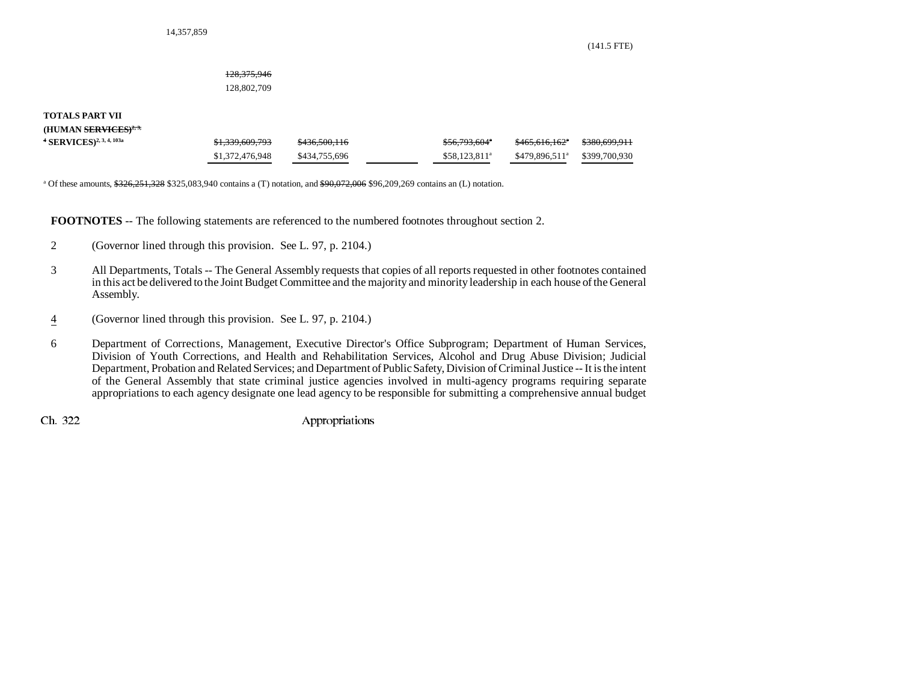| | | | | | | |
|---|---|---|---|---|---|---|
| 14,357,859 | | | | | | |
| | | | | | | (141.5 FTE) |
| | ~~128,375,946~~ | | | | | |
| | 128,802,709 | | | | | |
| **TOTALS PART VII (HUMAN ~~SERVICES)[2, 3, 4]~~ SERVICES)[2, 3, 4, 103a]** | ~~$1,339,609,793~~ | ~~$436,500,116~~ | | ~~$56,793,604[a]~~ | ~~$465,616,162[a]~~ | ~~$380,699,911~~ |
| | $1,372,476,948 | $434,755,696 | | $58,123,811[a] | $479,896,511[a] | $399,700,930 |

[a] Of these amounts, ~~$326,251,328~~ $325,083,940 contains a (T) notation, and ~~$90,072,006~~ $96,209,269 contains an (L) notation.

**FOOTNOTES** -- The following statements are referenced to the numbered footnotes throughout section 2.

2 (Governor lined through this provision. See L. 97, p. 2104.)

3 All Departments, Totals -- The General Assembly requests that copies of all reports requested in other footnotes contained in this act be delivered to the Joint Budget Committee and the majority and minority leadership in each house of the General Assembly.

4 (Governor lined through this provision. See L. 97, p. 2104.)

6 Department of Corrections, Management, Executive Director's Office Subprogram; Department of Human Services, Division of Youth Corrections, and Health and Rehabilitation Services, Alcohol and Drug Abuse Division; Judicial Department, Probation and Related Services; and Department of Public Safety, Division of Criminal Justice -- It is the intent of the General Assembly that state criminal justice agencies involved in multi-agency programs requiring separate appropriations to each agency designate one lead agency to be responsible for submitting a comprehensive annual budget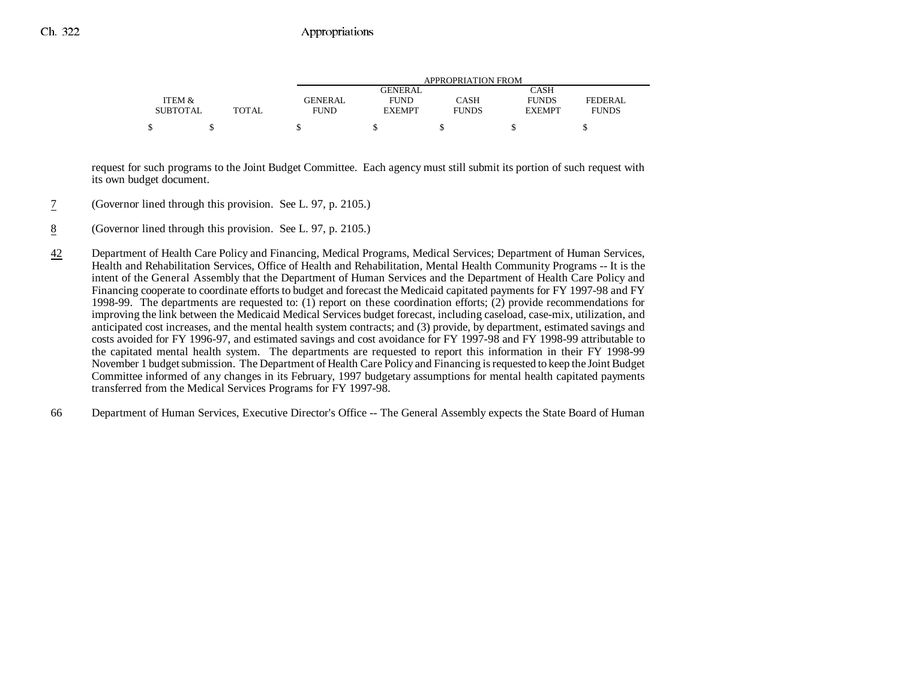| ITEM & SUBTOTAL | TOTAL | APPROPRIATION FROM GENERAL FUND | GENERAL FUND EXEMPT | CASH FUNDS | CASH FUNDS EXEMPT | FEDERAL FUNDS |
|---|---|---|---|---|---|---|
| $ | $ | $ | $ | $ | $ | $ |

request for such programs to the Joint Budget Committee. Each agency must still submit its portion of such request with its own budget document.

7 (Governor lined through this provision. See L. 97, p. 2105.)

8 (Governor lined through this provision. See L. 97, p. 2105.)

42 Department of Health Care Policy and Financing, Medical Programs, Medical Services; Department of Human Services, Health and Rehabilitation Services, Office of Health and Rehabilitation, Mental Health Community Programs -- It is the intent of the General Assembly that the Department of Human Services and the Department of Health Care Policy and Financing cooperate to coordinate efforts to budget and forecast the Medicaid capitated payments for FY 1997-98 and FY 1998-99. The departments are requested to: (1) report on these coordination efforts; (2) provide recommendations for improving the link between the Medicaid Medical Services budget forecast, including caseload, case-mix, utilization, and anticipated cost increases, and the mental health system contracts; and (3) provide, by department, estimated savings and costs avoided for FY 1996-97, and estimated savings and cost avoidance for FY 1997-98 and FY 1998-99 attributable to the capitated mental health system. The departments are requested to report this information in their FY 1998-99 November 1 budget submission. The Department of Health Care Policy and Financing is requested to keep the Joint Budget Committee informed of any changes in its February, 1997 budgetary assumptions for mental health capitated payments transferred from the Medical Services Programs for FY 1997-98.

66 Department of Human Services, Executive Director's Office -- The General Assembly expects the State Board of Human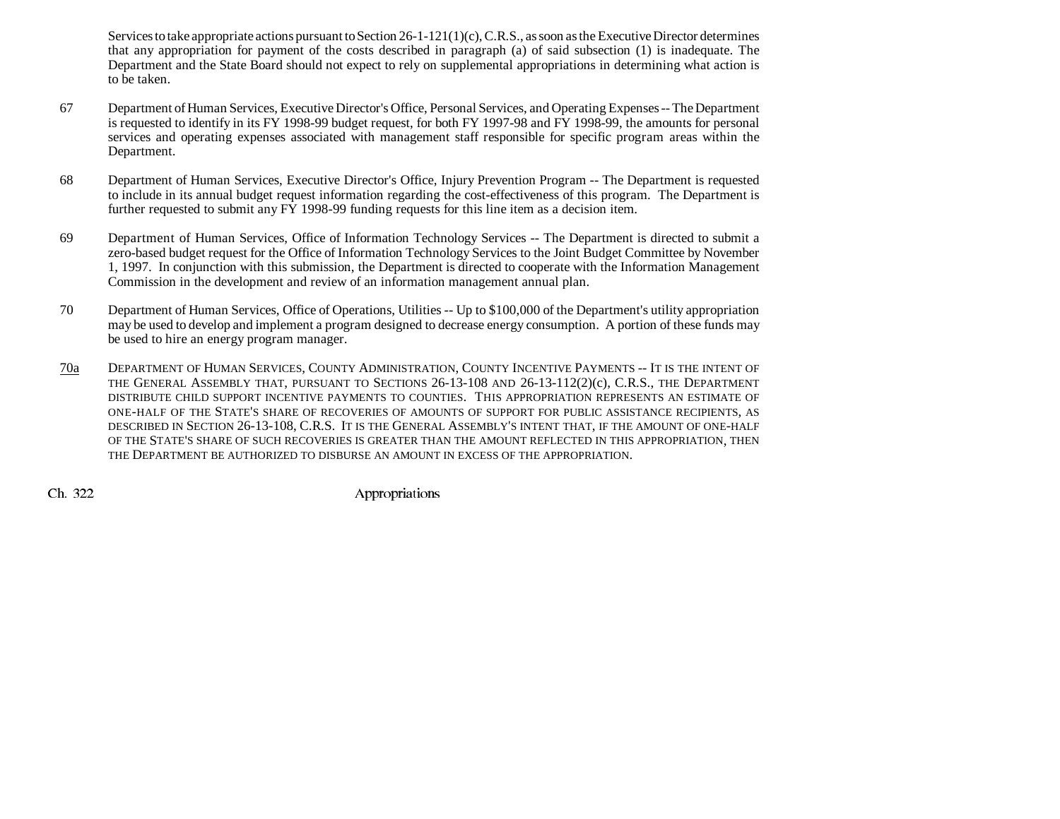Services to take appropriate actions pursuant to Section 26-1-121(1)(c), C.R.S., as soon as the Executive Director determines that any appropriation for payment of the costs described in paragraph (a) of said subsection (1) is inadequate. The Department and the State Board should not expect to rely on supplemental appropriations in determining what action is to be taken.

67 Department of Human Services, Executive Director's Office, Personal Services, and Operating Expenses -- The Department is requested to identify in its FY 1998-99 budget request, for both FY 1997-98 and FY 1998-99, the amounts for personal services and operating expenses associated with management staff responsible for specific program areas within the Department.

68 Department of Human Services, Executive Director's Office, Injury Prevention Program -- The Department is requested to include in its annual budget request information regarding the cost-effectiveness of this program. The Department is further requested to submit any FY 1998-99 funding requests for this line item as a decision item.

69 Department of Human Services, Office of Information Technology Services -- The Department is directed to submit a zero-based budget request for the Office of Information Technology Services to the Joint Budget Committee by November 1, 1997. In conjunction with this submission, the Department is directed to cooperate with the Information Management Commission in the development and review of an information management annual plan.

70 Department of Human Services, Office of Operations, Utilities -- Up to $100,000 of the Department's utility appropriation may be used to develop and implement a program designed to decrease energy consumption. A portion of these funds may be used to hire an energy program manager.

70a DEPARTMENT OF HUMAN SERVICES, COUNTY ADMINISTRATION, COUNTY INCENTIVE PAYMENTS -- IT IS THE INTENT OF THE GENERAL ASSEMBLY THAT, PURSUANT TO SECTIONS 26-13-108 AND 26-13-112(2)(c), C.R.S., THE DEPARTMENT DISTRIBUTE CHILD SUPPORT INCENTIVE PAYMENTS TO COUNTIES. THIS APPROPRIATION REPRESENTS AN ESTIMATE OF ONE-HALF OF THE STATE'S SHARE OF RECOVERIES OF AMOUNTS OF SUPPORT FOR PUBLIC ASSISTANCE RECIPIENTS, AS DESCRIBED IN SECTION 26-13-108, C.R.S. IT IS THE GENERAL ASSEMBLY'S INTENT THAT, IF THE AMOUNT OF ONE-HALF OF THE STATE'S SHARE OF SUCH RECOVERIES IS GREATER THAN THE AMOUNT REFLECTED IN THIS APPROPRIATION, THEN THE DEPARTMENT BE AUTHORIZED TO DISBURSE AN AMOUNT IN EXCESS OF THE APPROPRIATION.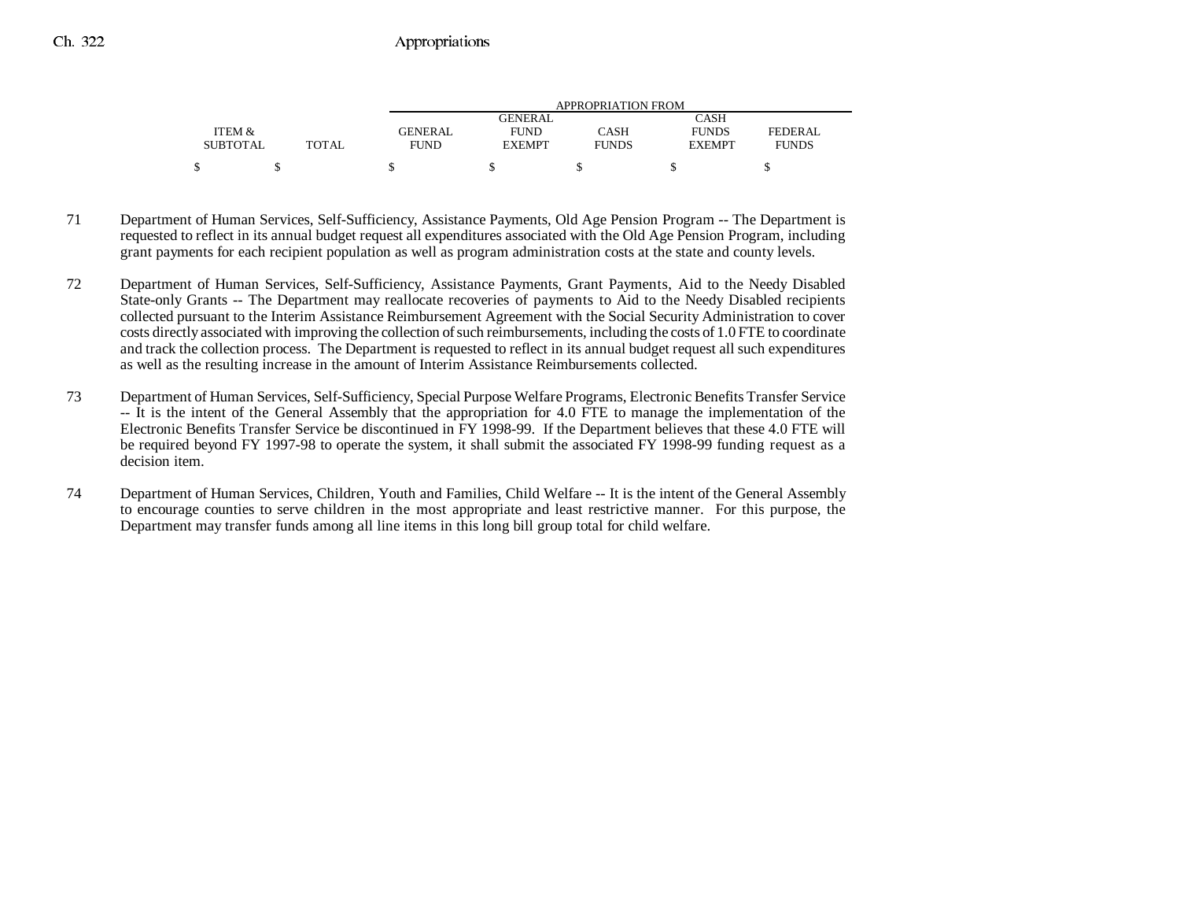| ITEM & SUBTOTAL | TOTAL | GENERAL FUND | GENERAL FUND EXEMPT | CASH FUNDS | CASH FUNDS EXEMPT | FEDERAL FUNDS |
|---|---|---|---|---|---|---|
| | | APPROPRIATION FROM | | | | |
| $ | $ | $ | $ | $ | $ | $ |

71 Department of Human Services, Self-Sufficiency, Assistance Payments, Old Age Pension Program -- The Department is requested to reflect in its annual budget request all expenditures associated with the Old Age Pension Program, including grant payments for each recipient population as well as program administration costs at the state and county levels.

72 Department of Human Services, Self-Sufficiency, Assistance Payments, Grant Payments, Aid to the Needy Disabled State-only Grants -- The Department may reallocate recoveries of payments to Aid to the Needy Disabled recipients collected pursuant to the Interim Assistance Reimbursement Agreement with the Social Security Administration to cover costs directly associated with improving the collection of such reimbursements, including the costs of 1.0 FTE to coordinate and track the collection process. The Department is requested to reflect in its annual budget request all such expenditures as well as the resulting increase in the amount of Interim Assistance Reimbursements collected.

73 Department of Human Services, Self-Sufficiency, Special Purpose Welfare Programs, Electronic Benefits Transfer Service -- It is the intent of the General Assembly that the appropriation for 4.0 FTE to manage the implementation of the Electronic Benefits Transfer Service be discontinued in FY 1998-99. If the Department believes that these 4.0 FTE will be required beyond FY 1997-98 to operate the system, it shall submit the associated FY 1998-99 funding request as a decision item.

74 Department of Human Services, Children, Youth and Families, Child Welfare -- It is the intent of the General Assembly to encourage counties to serve children in the most appropriate and least restrictive manner. For this purpose, the Department may transfer funds among all line items in this long bill group total for child welfare.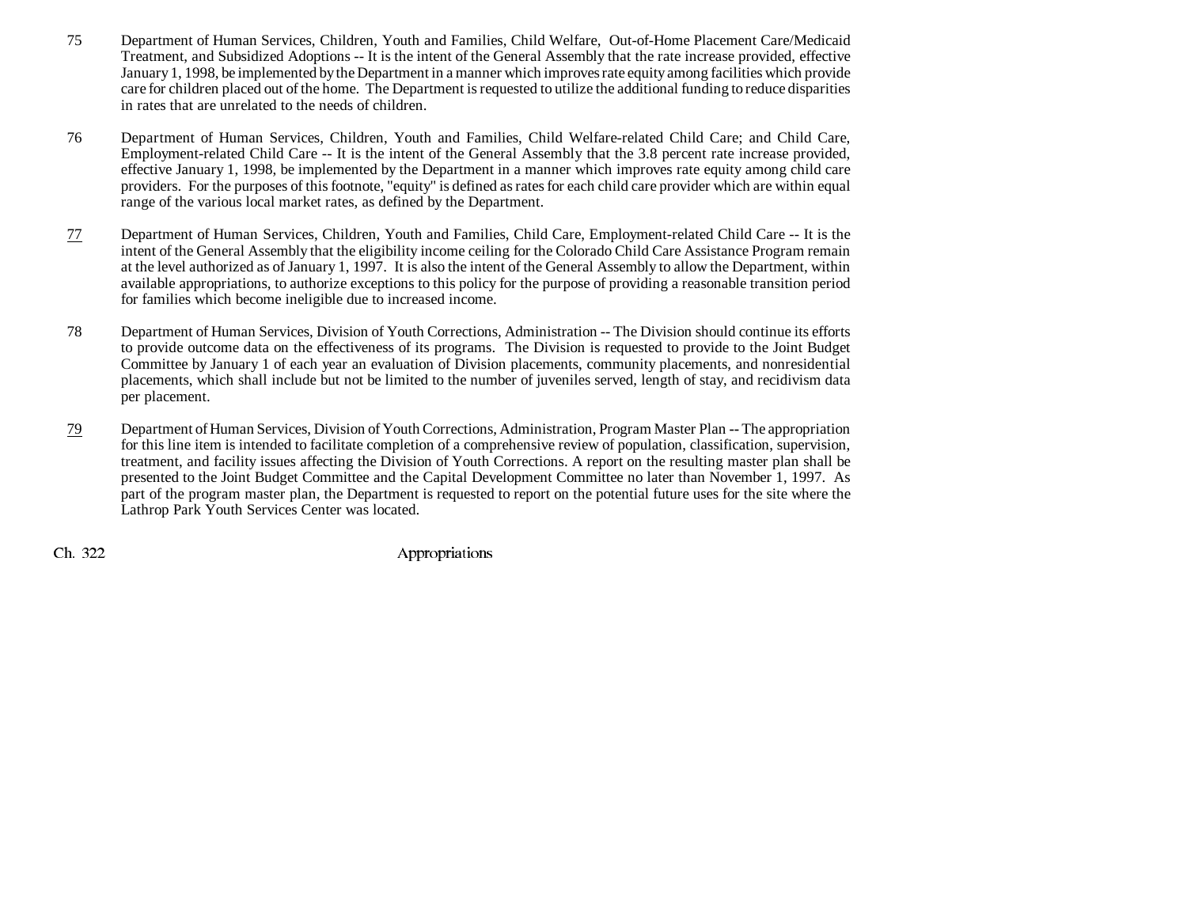75 Department of Human Services, Children, Youth and Families, Child Welfare, Out-of-Home Placement Care/Medicaid Treatment, and Subsidized Adoptions -- It is the intent of the General Assembly that the rate increase provided, effective January 1, 1998, be implemented by the Department in a manner which improves rate equity among facilities which provide care for children placed out of the home. The Department is requested to utilize the additional funding to reduce disparities in rates that are unrelated to the needs of children.

76 Department of Human Services, Children, Youth and Families, Child Welfare-related Child Care; and Child Care, Employment-related Child Care -- It is the intent of the General Assembly that the 3.8 percent rate increase provided, effective January 1, 1998, be implemented by the Department in a manner which improves rate equity among child care providers. For the purposes of this footnote, "equity" is defined as rates for each child care provider which are within equal range of the various local market rates, as defined by the Department.

77 Department of Human Services, Children, Youth and Families, Child Care, Employment-related Child Care -- It is the intent of the General Assembly that the eligibility income ceiling for the Colorado Child Care Assistance Program remain at the level authorized as of January 1, 1997. It is also the intent of the General Assembly to allow the Department, within available appropriations, to authorize exceptions to this policy for the purpose of providing a reasonable transition period for families which become ineligible due to increased income.

78 Department of Human Services, Division of Youth Corrections, Administration -- The Division should continue its efforts to provide outcome data on the effectiveness of its programs. The Division is requested to provide to the Joint Budget Committee by January 1 of each year an evaluation of Division placements, community placements, and nonresidential placements, which shall include but not be limited to the number of juveniles served, length of stay, and recidivism data per placement.

79 Department of Human Services, Division of Youth Corrections, Administration, Program Master Plan -- The appropriation for this line item is intended to facilitate completion of a comprehensive review of population, classification, supervision, treatment, and facility issues affecting the Division of Youth Corrections. A report on the resulting master plan shall be presented to the Joint Budget Committee and the Capital Development Committee no later than November 1, 1997. As part of the program master plan, the Department is requested to report on the potential future uses for the site where the Lathrop Park Youth Services Center was located.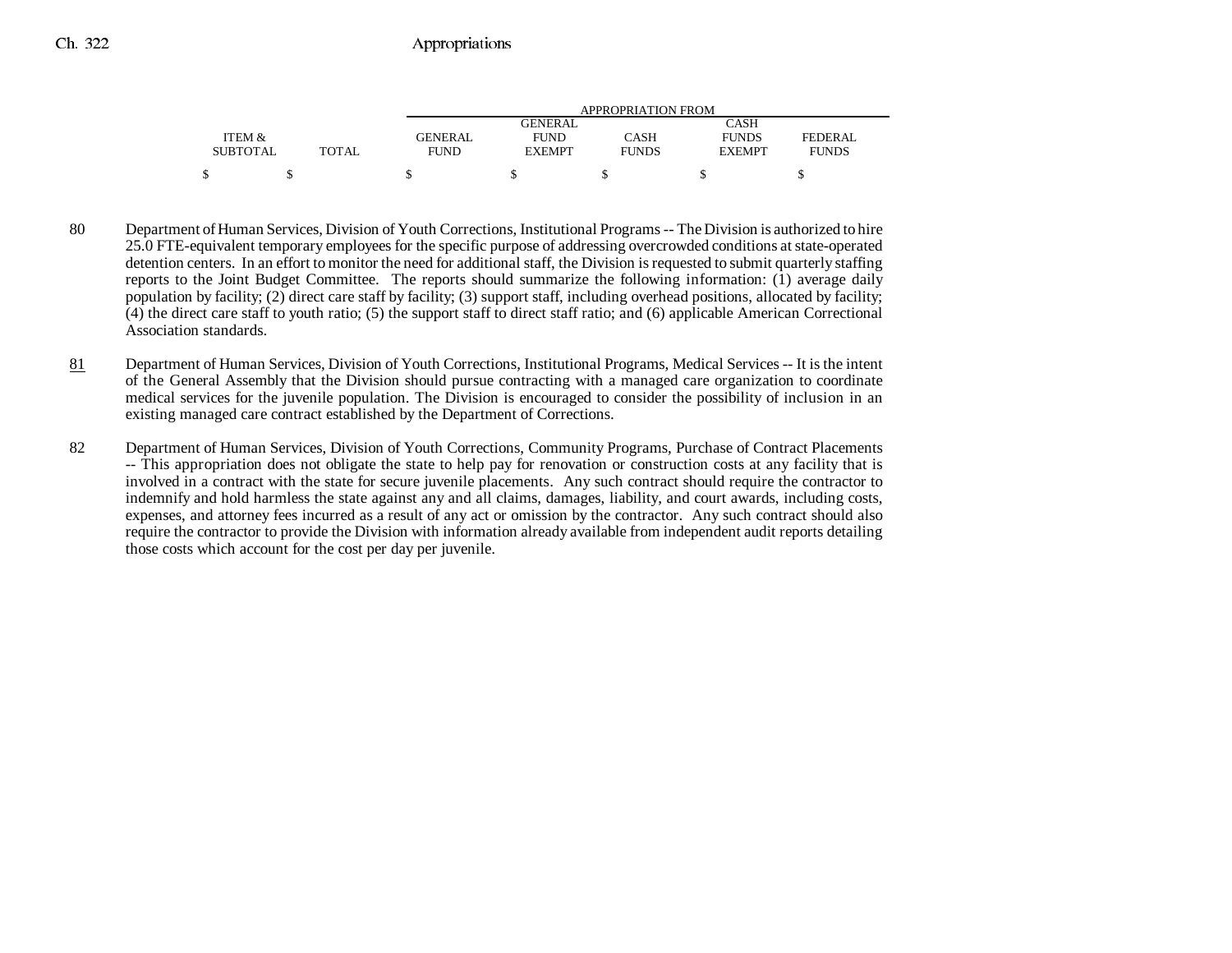| ITEM & SUBTOTAL | TOTAL | APPROPRIATION FROM GENERAL FUND | GENERAL FUND EXEMPT | CASH FUNDS | CASH FUNDS EXEMPT | FEDERAL FUNDS |
|---|---|---|---|---|---|---|
| $ | $ | $ | $ | $ | $ | $ |

80 Department of Human Services, Division of Youth Corrections, Institutional Programs -- The Division is authorized to hire 25.0 FTE-equivalent temporary employees for the specific purpose of addressing overcrowded conditions at state-operated detention centers. In an effort to monitor the need for additional staff, the Division is requested to submit quarterly staffing reports to the Joint Budget Committee. The reports should summarize the following information: (1) average daily population by facility; (2) direct care staff by facility; (3) support staff, including overhead positions, allocated by facility; (4) the direct care staff to youth ratio; (5) the support staff to direct staff ratio; and (6) applicable American Correctional Association standards.

81 Department of Human Services, Division of Youth Corrections, Institutional Programs, Medical Services -- It is the intent of the General Assembly that the Division should pursue contracting with a managed care organization to coordinate medical services for the juvenile population. The Division is encouraged to consider the possibility of inclusion in an existing managed care contract established by the Department of Corrections.

82 Department of Human Services, Division of Youth Corrections, Community Programs, Purchase of Contract Placements -- This appropriation does not obligate the state to help pay for renovation or construction costs at any facility that is involved in a contract with the state for secure juvenile placements. Any such contract should require the contractor to indemnify and hold harmless the state against any and all claims, damages, liability, and court awards, including costs, expenses, and attorney fees incurred as a result of any act or omission by the contractor. Any such contract should also require the contractor to provide the Division with information already available from independent audit reports detailing those costs which account for the cost per day per juvenile.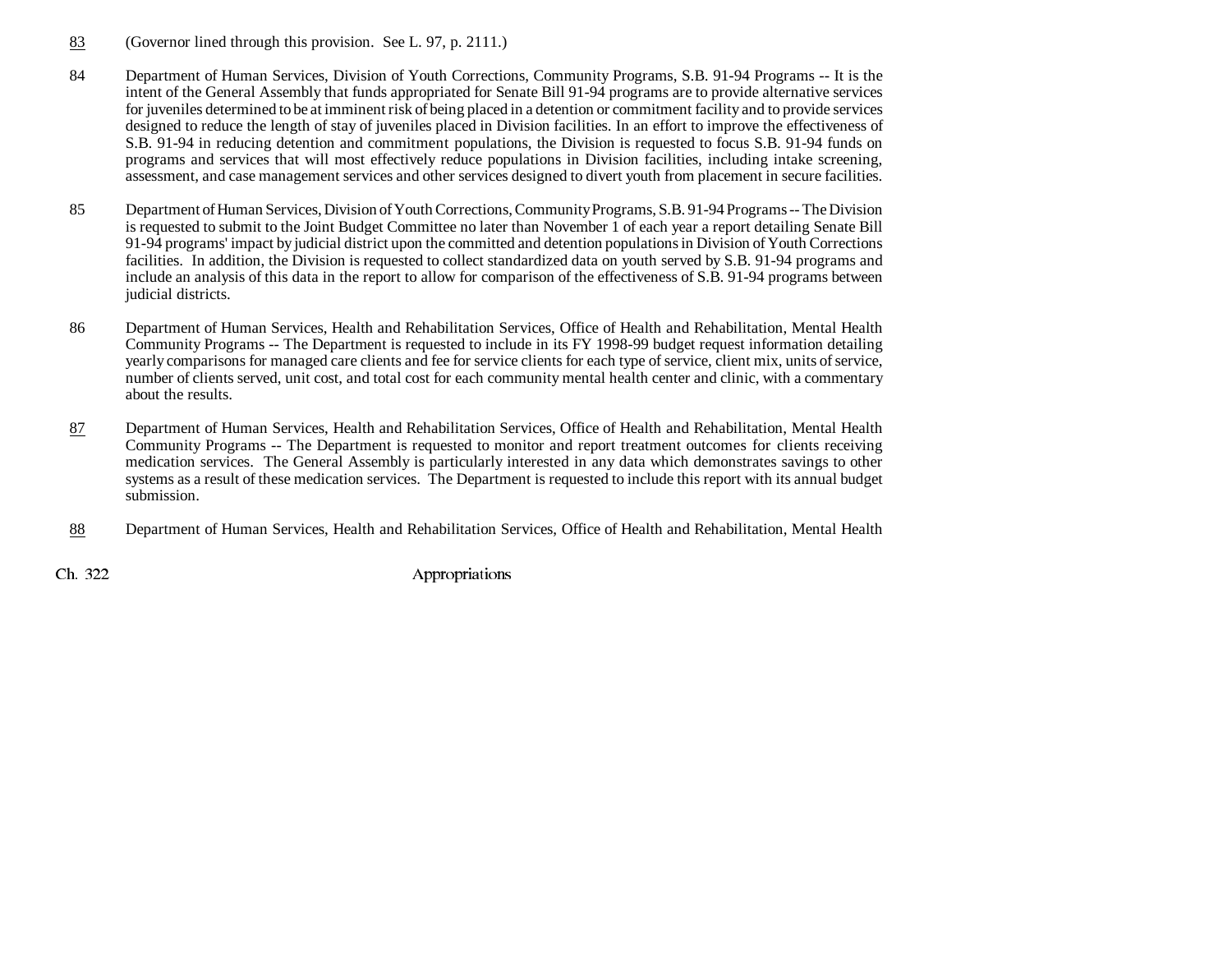83 (Governor lined through this provision. See L. 97, p. 2111.)

84 Department of Human Services, Division of Youth Corrections, Community Programs, S.B. 91-94 Programs -- It is the intent of the General Assembly that funds appropriated for Senate Bill 91-94 programs are to provide alternative services for juveniles determined to be at imminent risk of being placed in a detention or commitment facility and to provide services designed to reduce the length of stay of juveniles placed in Division facilities. In an effort to improve the effectiveness of S.B. 91-94 in reducing detention and commitment populations, the Division is requested to focus S.B. 91-94 funds on programs and services that will most effectively reduce populations in Division facilities, including intake screening, assessment, and case management services and other services designed to divert youth from placement in secure facilities.

85 Department of Human Services, Division of Youth Corrections, Community Programs, S.B. 91-94 Programs -- The Division is requested to submit to the Joint Budget Committee no later than November 1 of each year a report detailing Senate Bill 91-94 programs' impact by judicial district upon the committed and detention populations in Division of Youth Corrections facilities. In addition, the Division is requested to collect standardized data on youth served by S.B. 91-94 programs and include an analysis of this data in the report to allow for comparison of the effectiveness of S.B. 91-94 programs between judicial districts.

86 Department of Human Services, Health and Rehabilitation Services, Office of Health and Rehabilitation, Mental Health Community Programs -- The Department is requested to include in its FY 1998-99 budget request information detailing yearly comparisons for managed care clients and fee for service clients for each type of service, client mix, units of service, number of clients served, unit cost, and total cost for each community mental health center and clinic, with a commentary about the results.

87 Department of Human Services, Health and Rehabilitation Services, Office of Health and Rehabilitation, Mental Health Community Programs -- The Department is requested to monitor and report treatment outcomes for clients receiving medication services. The General Assembly is particularly interested in any data which demonstrates savings to other systems as a result of these medication services. The Department is requested to include this report with its annual budget submission.

88 Department of Human Services, Health and Rehabilitation Services, Office of Health and Rehabilitation, Mental Health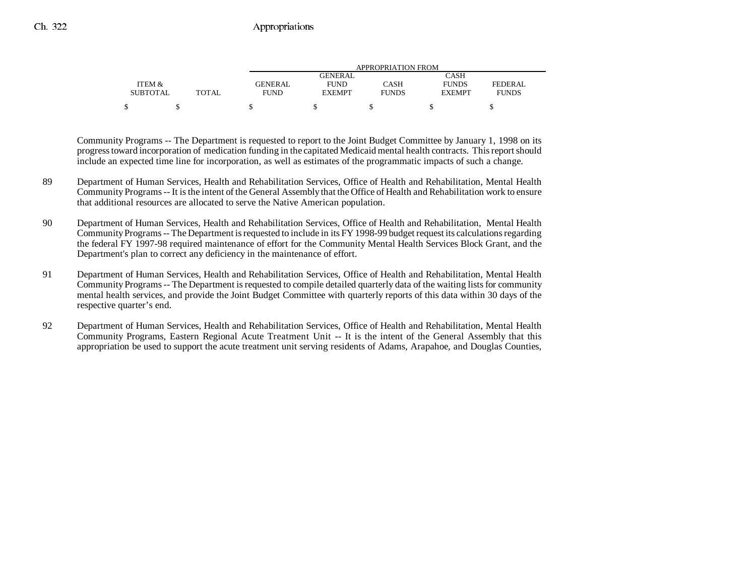| ITEM & SUBTOTAL | TOTAL | GENERAL FUND | GENERAL FUND EXEMPT | CASH FUNDS | CASH FUNDS EXEMPT | FEDERAL FUNDS |
|---|---|---|---|---|---|---|
| | | APPROPRIATION FROM | | | | |
| $ | $ | $ | $ | $ | $ | $ |

Community Programs -- The Department is requested to report to the Joint Budget Committee by January 1, 1998 on its progress toward incorporation of medication funding in the capitated Medicaid mental health contracts. This report should include an expected time line for incorporation, as well as estimates of the programmatic impacts of such a change.

89 Department of Human Services, Health and Rehabilitation Services, Office of Health and Rehabilitation, Mental Health Community Programs -- It is the intent of the General Assembly that the Office of Health and Rehabilitation work to ensure that additional resources are allocated to serve the Native American population.

90 Department of Human Services, Health and Rehabilitation Services, Office of Health and Rehabilitation, Mental Health Community Programs -- The Department is requested to include in its FY 1998-99 budget request its calculations regarding the federal FY 1997-98 required maintenance of effort for the Community Mental Health Services Block Grant, and the Department's plan to correct any deficiency in the maintenance of effort.

91 Department of Human Services, Health and Rehabilitation Services, Office of Health and Rehabilitation, Mental Health Community Programs -- The Department is requested to compile detailed quarterly data of the waiting lists for community mental health services, and provide the Joint Budget Committee with quarterly reports of this data within 30 days of the respective quarter's end.

92 Department of Human Services, Health and Rehabilitation Services, Office of Health and Rehabilitation, Mental Health Community Programs, Eastern Regional Acute Treatment Unit -- It is the intent of the General Assembly that this appropriation be used to support the acute treatment unit serving residents of Adams, Arapahoe, and Douglas Counties,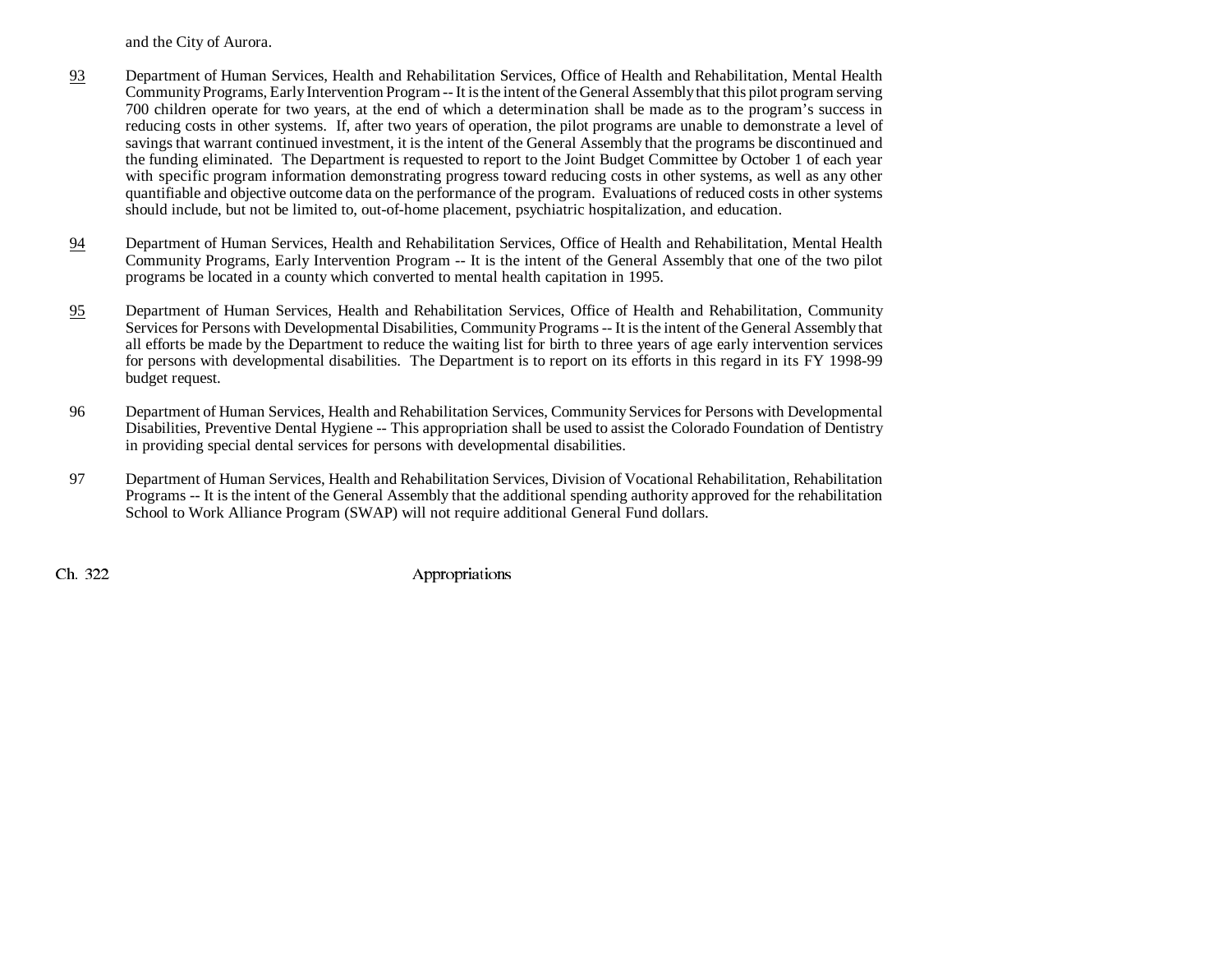and the City of Aurora.

93 Department of Human Services, Health and Rehabilitation Services, Office of Health and Rehabilitation, Mental Health Community Programs, Early Intervention Program -- It is the intent of the General Assembly that this pilot program serving 700 children operate for two years, at the end of which a determination shall be made as to the program's success in reducing costs in other systems. If, after two years of operation, the pilot programs are unable to demonstrate a level of savings that warrant continued investment, it is the intent of the General Assembly that the programs be discontinued and the funding eliminated. The Department is requested to report to the Joint Budget Committee by October 1 of each year with specific program information demonstrating progress toward reducing costs in other systems, as well as any other quantifiable and objective outcome data on the performance of the program. Evaluations of reduced costs in other systems should include, but not be limited to, out-of-home placement, psychiatric hospitalization, and education.

94 Department of Human Services, Health and Rehabilitation Services, Office of Health and Rehabilitation, Mental Health Community Programs, Early Intervention Program -- It is the intent of the General Assembly that one of the two pilot programs be located in a county which converted to mental health capitation in 1995.

95 Department of Human Services, Health and Rehabilitation Services, Office of Health and Rehabilitation, Community Services for Persons with Developmental Disabilities, Community Programs -- It is the intent of the General Assembly that all efforts be made by the Department to reduce the waiting list for birth to three years of age early intervention services for persons with developmental disabilities. The Department is to report on its efforts in this regard in its FY 1998-99 budget request.

96 Department of Human Services, Health and Rehabilitation Services, Community Services for Persons with Developmental Disabilities, Preventive Dental Hygiene -- This appropriation shall be used to assist the Colorado Foundation of Dentistry in providing special dental services for persons with developmental disabilities.

97 Department of Human Services, Health and Rehabilitation Services, Division of Vocational Rehabilitation, Rehabilitation Programs -- It is the intent of the General Assembly that the additional spending authority approved for the rehabilitation School to Work Alliance Program (SWAP) will not require additional General Fund dollars.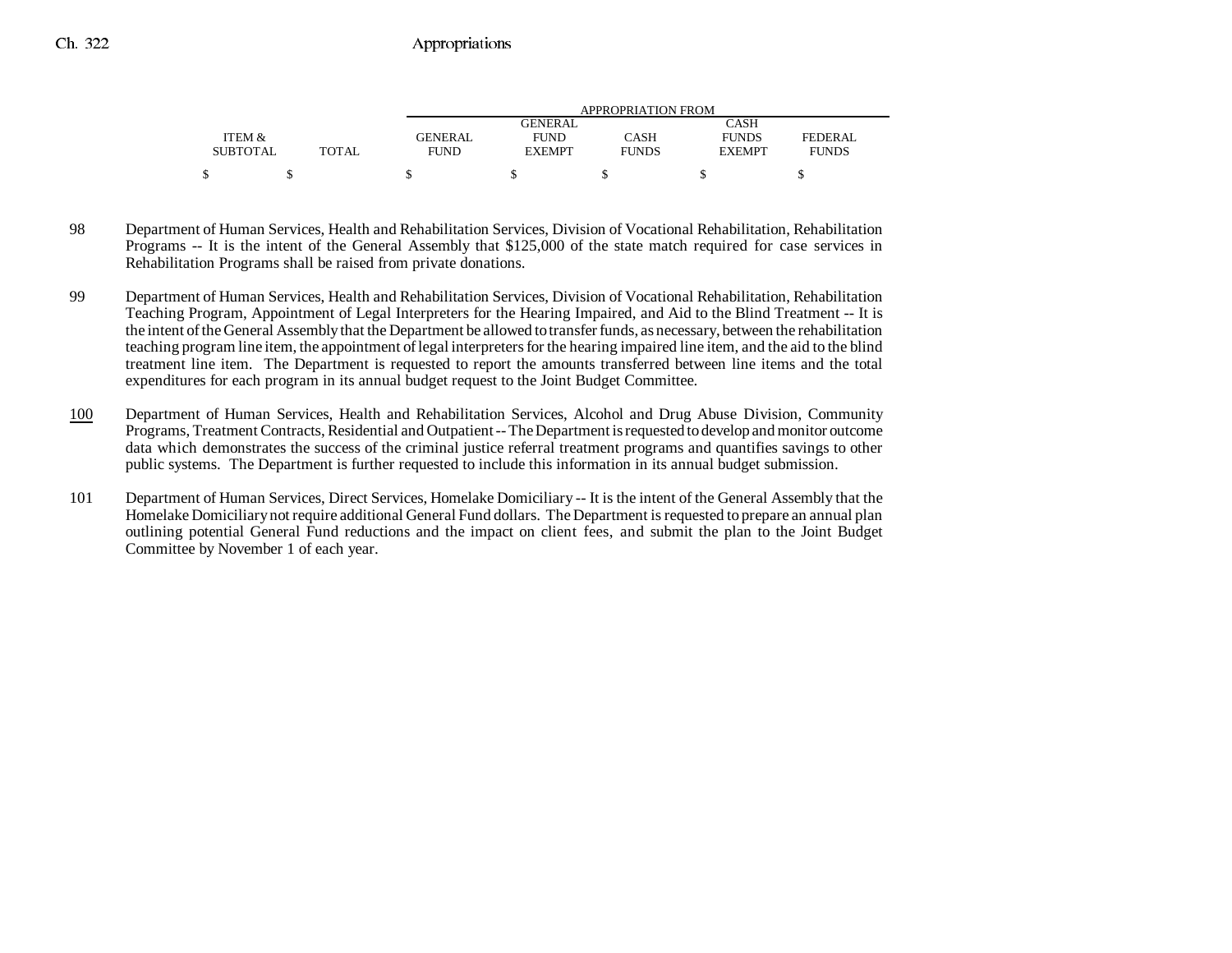| ITEM & SUBTOTAL | TOTAL | APPROPRIATION FROM GENERAL FUND | GENERAL FUND EXEMPT | CASH FUNDS | CASH FUNDS EXEMPT | FEDERAL FUNDS |
|---|---|---|---|---|---|---|
| $ | $ | $ | $ | $ | $ | $ |

98 Department of Human Services, Health and Rehabilitation Services, Division of Vocational Rehabilitation, Rehabilitation Programs -- It is the intent of the General Assembly that $125,000 of the state match required for case services in Rehabilitation Programs shall be raised from private donations.

99 Department of Human Services, Health and Rehabilitation Services, Division of Vocational Rehabilitation, Rehabilitation Teaching Program, Appointment of Legal Interpreters for the Hearing Impaired, and Aid to the Blind Treatment -- It is the intent of the General Assembly that the Department be allowed to transfer funds, as necessary, between the rehabilitation teaching program line item, the appointment of legal interpreters for the hearing impaired line item, and the aid to the blind treatment line item. The Department is requested to report the amounts transferred between line items and the total expenditures for each program in its annual budget request to the Joint Budget Committee.

100 Department of Human Services, Health and Rehabilitation Services, Alcohol and Drug Abuse Division, Community Programs, Treatment Contracts, Residential and Outpatient -- The Department is requested to develop and monitor outcome data which demonstrates the success of the criminal justice referral treatment programs and quantifies savings to other public systems. The Department is further requested to include this information in its annual budget submission.

101 Department of Human Services, Direct Services, Homelake Domiciliary -- It is the intent of the General Assembly that the Homelake Domiciliary not require additional General Fund dollars. The Department is requested to prepare an annual plan outlining potential General Fund reductions and the impact on client fees, and submit the plan to the Joint Budget Committee by November 1 of each year.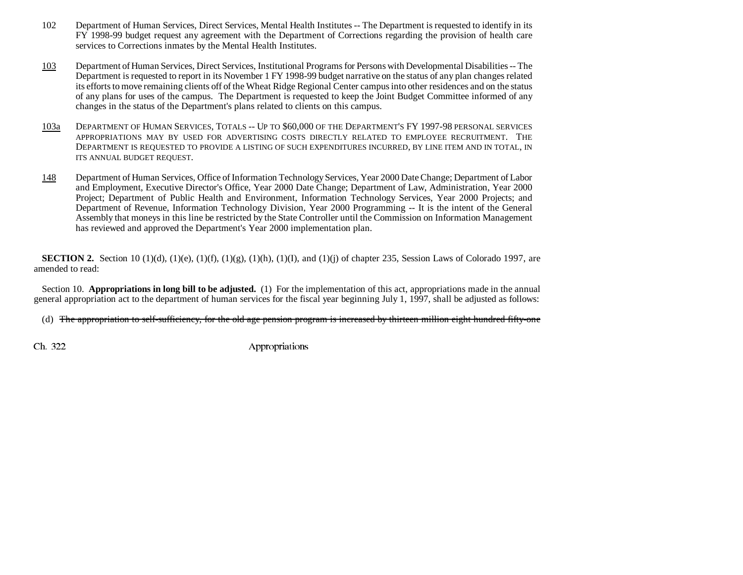102 Department of Human Services, Direct Services, Mental Health Institutes -- The Department is requested to identify in its FY 1998-99 budget request any agreement with the Department of Corrections regarding the provision of health care services to Corrections inmates by the Mental Health Institutes.

103 Department of Human Services, Direct Services, Institutional Programs for Persons with Developmental Disabilities -- The Department is requested to report in its November 1 FY 1998-99 budget narrative on the status of any plan changes related its efforts to move remaining clients off of the Wheat Ridge Regional Center campus into other residences and on the status of any plans for uses of the campus. The Department is requested to keep the Joint Budget Committee informed of any changes in the status of the Department's plans related to clients on this campus.

103a DEPARTMENT OF HUMAN SERVICES, TOTALS -- UP TO $60,000 OF THE DEPARTMENT'S FY 1997-98 PERSONAL SERVICES APPROPRIATIONS MAY BY USED FOR ADVERTISING COSTS DIRECTLY RELATED TO EMPLOYEE RECRUITMENT. THE DEPARTMENT IS REQUESTED TO PROVIDE A LISTING OF SUCH EXPENDITURES INCURRED, BY LINE ITEM AND IN TOTAL, IN ITS ANNUAL BUDGET REQUEST.

148 Department of Human Services, Office of Information Technology Services, Year 2000 Date Change; Department of Labor and Employment, Executive Director's Office, Year 2000 Date Change; Department of Law, Administration, Year 2000 Project; Department of Public Health and Environment, Information Technology Services, Year 2000 Projects; and Department of Revenue, Information Technology Division, Year 2000 Programming -- It is the intent of the General Assembly that moneys in this line be restricted by the State Controller until the Commission on Information Management has reviewed and approved the Department's Year 2000 implementation plan.

**SECTION 2.** Section 10 (1)(d), (1)(e), (1)(f), (1)(g), (1)(h), (1)(I), and (1)(j) of chapter 235, Session Laws of Colorado 1997, are amended to read:

Section 10. **Appropriations in long bill to be adjusted.** (1) For the implementation of this act, appropriations made in the annual general appropriation act to the department of human services for the fiscal year beginning July 1, 1997, shall be adjusted as follows:

(d) ~~The appropriation to self-sufficiency, for the old age pension program is increased by thirteen million eight hundred fifty-one~~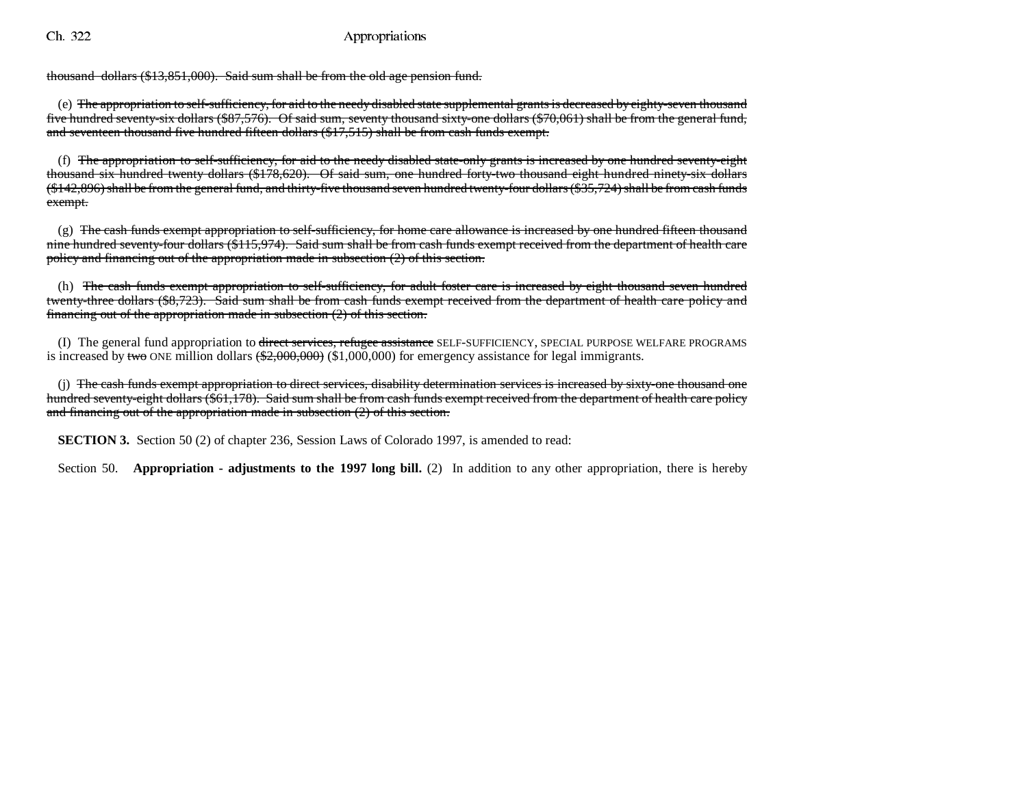~~thousand dollars ($13,851,000). Said sum shall be from the old age pension fund.~~

(e) ~~The appropriation to self-sufficiency, for aid to the needy disabled state supplemental grants is decreased by eighty-seven thousand five hundred seventy-six dollars ($87,576). Of said sum, seventy thousand sixty-one dollars ($70,061) shall be from the general fund, and seventeen thousand five hundred fifteen dollars ($17,515) shall be from cash funds exempt.~~

(f) ~~The appropriation to self-sufficiency, for aid to the needy disabled state-only grants is increased by one hundred seventy-eight thousand six hundred twenty dollars ($178,620). Of said sum, one hundred forty-two thousand eight hundred ninety-six dollars ($142,896) shall be from the general fund, and thirty-five thousand seven hundred twenty-four dollars ($35,724) shall be from cash funds exempt.~~

(g) ~~The cash funds exempt appropriation to self-sufficiency, for home care allowance is increased by one hundred fifteen thousand nine hundred seventy-four dollars ($115,974). Said sum shall be from cash funds exempt received from the department of health care policy and financing out of the appropriation made in subsection (2) of this section.~~

(h) ~~The cash funds exempt appropriation to self-sufficiency, for adult foster care is increased by eight thousand seven hundred twenty-three dollars ($8,723). Said sum shall be from cash funds exempt received from the department of health care policy and financing out of the appropriation made in subsection (2) of this section.~~

(I) The general fund appropriation to ~~direct services, refugee assistance~~ SELF-SUFFICIENCY, SPECIAL PURPOSE WELFARE PROGRAMS is increased by ~~two~~ ONE million dollars ~~($2,000,000)~~ ($1,000,000) for emergency assistance for legal immigrants.

(j) ~~The cash funds exempt appropriation to direct services, disability determination services is increased by sixty-one thousand one hundred seventy-eight dollars ($61,178). Said sum shall be from cash funds exempt received from the department of health care policy and financing out of the appropriation made in subsection (2) of this section.~~

**SECTION 3.** Section 50 (2) of chapter 236, Session Laws of Colorado 1997, is amended to read:

Section 50. **Appropriation - adjustments to the 1997 long bill.** (2) In addition to any other appropriation, there is hereby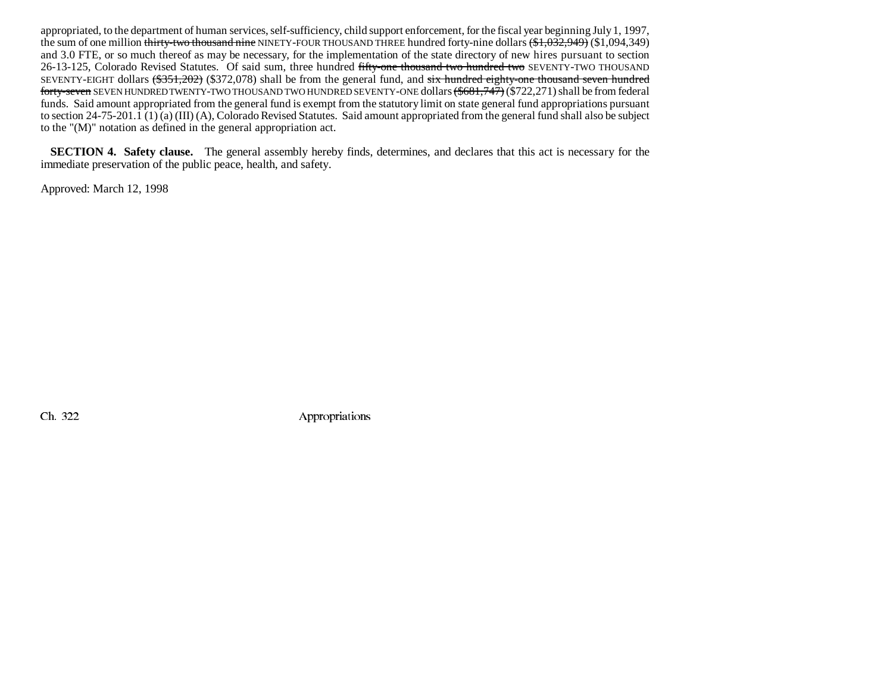appropriated, to the department of human services, self-sufficiency, child support enforcement, for the fiscal year beginning July 1, 1997, the sum of one million ~~thirty-two thousand nine~~ NINETY-FOUR THOUSAND THREE hundred forty-nine dollars ~~($1,032,949)~~ ($1,094,349) and 3.0 FTE, or so much thereof as may be necessary, for the implementation of the state directory of new hires pursuant to section 26-13-125, Colorado Revised Statutes. Of said sum, three hundred ~~fifty-one thousand two hundred two~~ SEVENTY-TWO THOUSAND SEVENTY-EIGHT dollars ~~($351,202)~~ ($372,078) shall be from the general fund, and ~~six hundred eighty-one thousand seven hundred forty-seven~~ SEVEN HUNDRED TWENTY-TWO THOUSAND TWO HUNDRED SEVENTY-ONE dollars ~~($681,747)~~ ($722,271) shall be from federal funds. Said amount appropriated from the general fund is exempt from the statutory limit on state general fund appropriations pursuant to section 24-75-201.1 (1) (a) (III) (A), Colorado Revised Statutes. Said amount appropriated from the general fund shall also be subject to the "(M)" notation as defined in the general appropriation act.

**SECTION 4. Safety clause.** The general assembly hereby finds, determines, and declares that this act is necessary for the immediate preservation of the public peace, health, and safety.

Approved: March 12, 1998